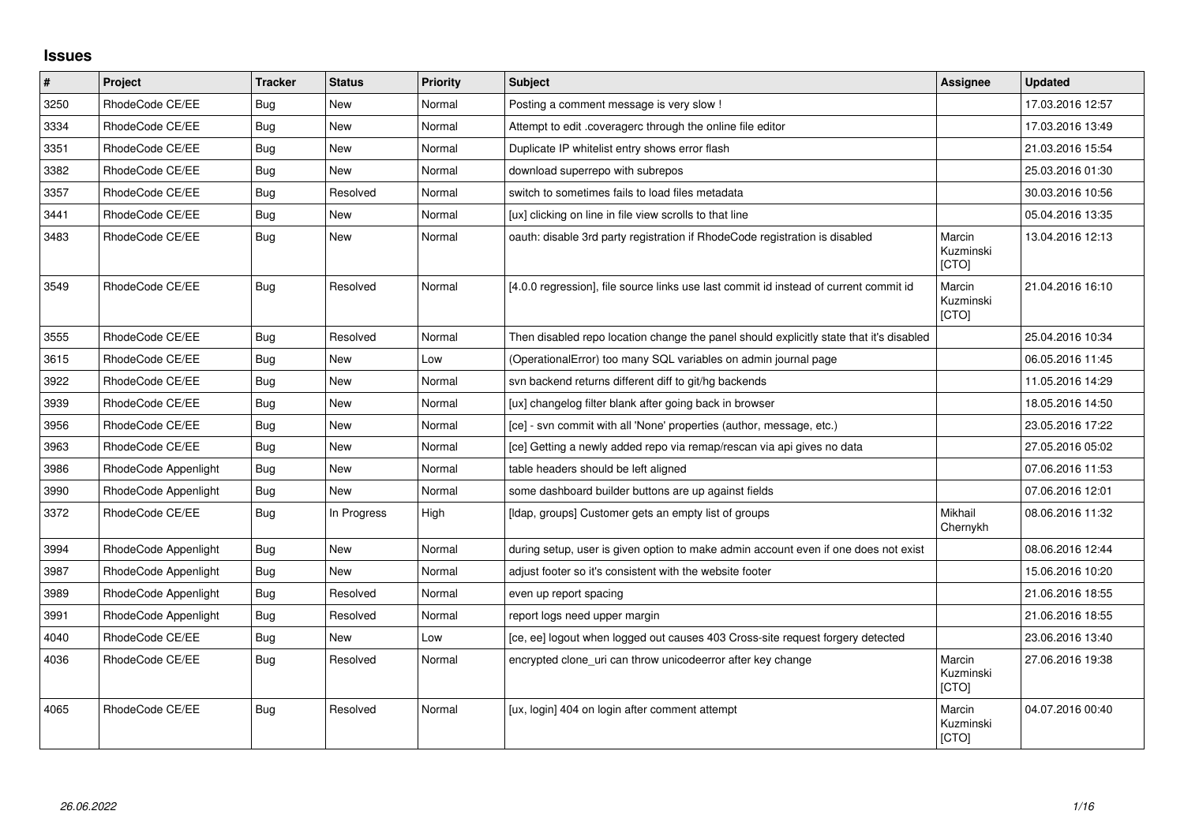## Issues

| # | Project | Tracker | Status | Priority | Subject | Assignee | Updated |
|---|---|---|---|---|---|---|---|
| 3250 | RhodeCode CE/EE | Bug | New | Normal | Posting a comment message is very slow ! | | 17.03.2016 12:57 |
| 3334 | RhodeCode CE/EE | Bug | New | Normal | Attempt to edit .coveragerc through the online file editor | | 17.03.2016 13:49 |
| 3351 | RhodeCode CE/EE | Bug | New | Normal | Duplicate IP whitelist entry shows error flash | | 21.03.2016 15:54 |
| 3382 | RhodeCode CE/EE | Bug | New | Normal | download superrepo with subrepos | | 25.03.2016 01:30 |
| 3357 | RhodeCode CE/EE | Bug | Resolved | Normal | switch to sometimes fails to load files metadata | | 30.03.2016 10:56 |
| 3441 | RhodeCode CE/EE | Bug | New | Normal | [ux] clicking on line in file view scrolls to that line | | 05.04.2016 13:35 |
| 3483 | RhodeCode CE/EE | Bug | New | Normal | oauth: disable 3rd party registration if RhodeCode registration is disabled | Marcin Kuzminski [CTO] | 13.04.2016 12:13 |
| 3549 | RhodeCode CE/EE | Bug | Resolved | Normal | [4.0.0 regression], file source links use last commit id instead of current commit id | Marcin Kuzminski [CTO] | 21.04.2016 16:10 |
| 3555 | RhodeCode CE/EE | Bug | Resolved | Normal | Then disabled repo location change the panel should explicitly state that it's disabled | | 25.04.2016 10:34 |
| 3615 | RhodeCode CE/EE | Bug | New | Low | (OperationalError) too many SQL variables on admin journal page | | 06.05.2016 11:45 |
| 3922 | RhodeCode CE/EE | Bug | New | Normal | svn backend returns different diff to git/hg backends | | 11.05.2016 14:29 |
| 3939 | RhodeCode CE/EE | Bug | New | Normal | [ux] changelog filter blank after going back in browser | | 18.05.2016 14:50 |
| 3956 | RhodeCode CE/EE | Bug | New | Normal | [ce] - svn commit with all 'None' properties (author, message, etc.) | | 23.05.2016 17:22 |
| 3963 | RhodeCode CE/EE | Bug | New | Normal | [ce] Getting a newly added repo via remap/rescan via api gives no data | | 27.05.2016 05:02 |
| 3986 | RhodeCode Appenlight | Bug | New | Normal | table headers should be left aligned | | 07.06.2016 11:53 |
| 3990 | RhodeCode Appenlight | Bug | New | Normal | some dashboard builder buttons are up against fields | | 07.06.2016 12:01 |
| 3372 | RhodeCode CE/EE | Bug | In Progress | High | [ldap, groups] Customer gets an empty list of groups | Mikhail Chernykh | 08.06.2016 11:32 |
| 3994 | RhodeCode Appenlight | Bug | New | Normal | during setup, user is given option to make admin account even if one does not exist | | 08.06.2016 12:44 |
| 3987 | RhodeCode Appenlight | Bug | New | Normal | adjust footer so it's consistent with the website footer | | 15.06.2016 10:20 |
| 3989 | RhodeCode Appenlight | Bug | Resolved | Normal | even up report spacing | | 21.06.2016 18:55 |
| 3991 | RhodeCode Appenlight | Bug | Resolved | Normal | report logs need upper margin | | 21.06.2016 18:55 |
| 4040 | RhodeCode CE/EE | Bug | New | Low | [ce, ee] logout when logged out causes 403 Cross-site request forgery detected | | 23.06.2016 13:40 |
| 4036 | RhodeCode CE/EE | Bug | Resolved | Normal | encrypted clone_uri can throw unicodeerror after key change | Marcin Kuzminski [CTO] | 27.06.2016 19:38 |
| 4065 | RhodeCode CE/EE | Bug | Resolved | Normal | [ux, login] 404 on login after comment attempt | Marcin Kuzminski [CTO] | 04.07.2016 00:40 |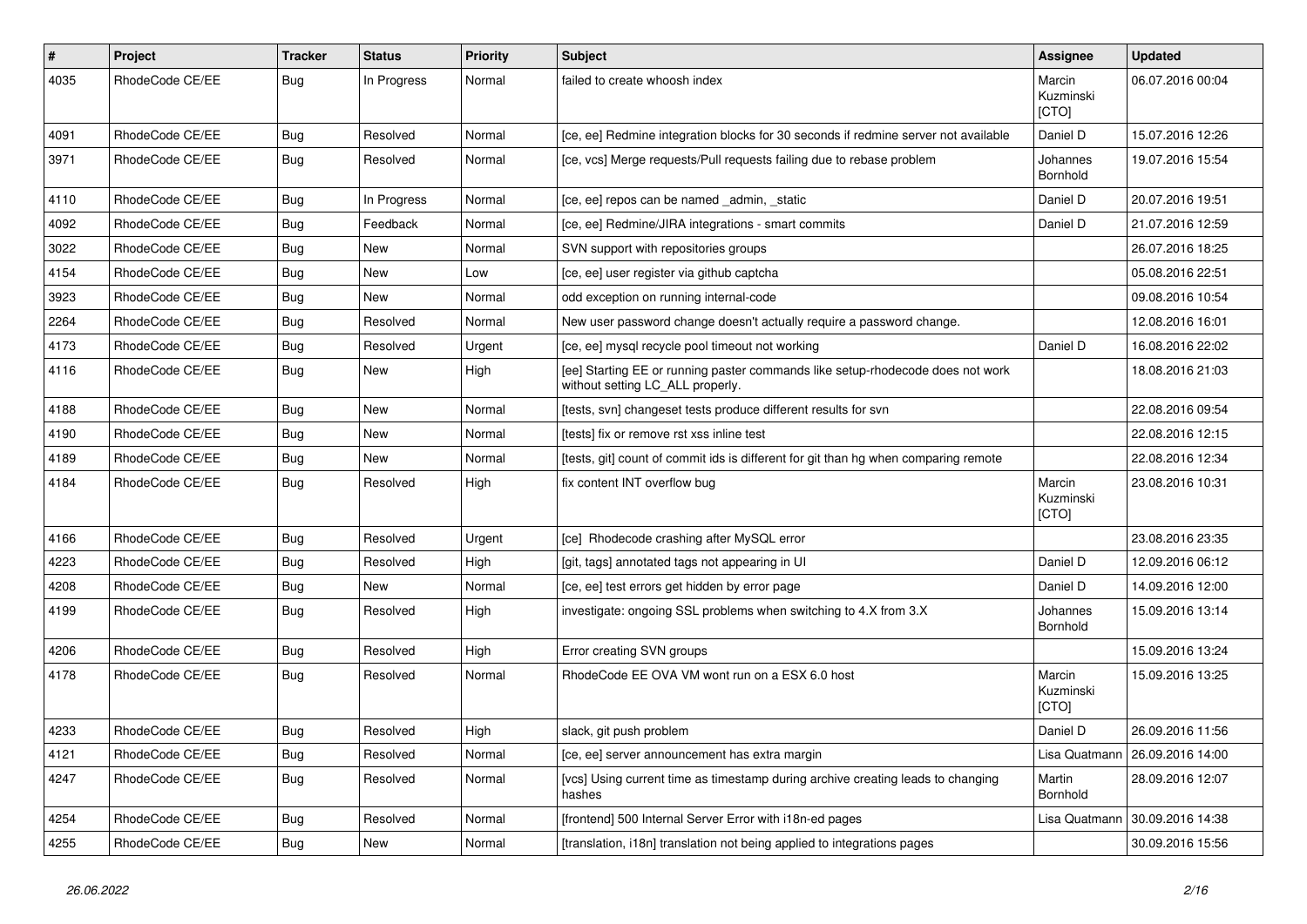| # | Project | Tracker | Status | Priority | Subject | Assignee | Updated |
|---|---|---|---|---|---|---|---|
| 4035 | RhodeCode CE/EE | Bug | In Progress | Normal | failed to create whoosh index | Marcin Kuzminski [CTO] | 06.07.2016 00:04 |
| 4091 | RhodeCode CE/EE | Bug | Resolved | Normal | [ce, ee] Redmine integration blocks for 30 seconds if redmine server not available | Daniel D | 15.07.2016 12:26 |
| 3971 | RhodeCode CE/EE | Bug | Resolved | Normal | [ce, vcs] Merge requests/Pull requests failing due to rebase problem | Johannes Bornhold | 19.07.2016 15:54 |
| 4110 | RhodeCode CE/EE | Bug | In Progress | Normal | [ce, ee] repos can be named _admin, _static | Daniel D | 20.07.2016 19:51 |
| 4092 | RhodeCode CE/EE | Bug | Feedback | Normal | [ce, ee] Redmine/JIRA integrations - smart commits | Daniel D | 21.07.2016 12:59 |
| 3022 | RhodeCode CE/EE | Bug | New | Normal | SVN support with repositories groups | | 26.07.2016 18:25 |
| 4154 | RhodeCode CE/EE | Bug | New | Low | [ce, ee] user register via github captcha | | 05.08.2016 22:51 |
| 3923 | RhodeCode CE/EE | Bug | New | Normal | odd exception on running internal-code | | 09.08.2016 10:54 |
| 2264 | RhodeCode CE/EE | Bug | Resolved | Normal | New user password change doesn't actually require a password change. | | 12.08.2016 16:01 |
| 4173 | RhodeCode CE/EE | Bug | Resolved | Urgent | [ce, ee] mysql recycle pool timeout not working | Daniel D | 16.08.2016 22:02 |
| 4116 | RhodeCode CE/EE | Bug | New | High | [ee] Starting EE or running paster commands like setup-rhodecode does not work without setting LC_ALL properly. | | 18.08.2016 21:03 |
| 4188 | RhodeCode CE/EE | Bug | New | Normal | [tests, svn] changeset tests produce different results for svn | | 22.08.2016 09:54 |
| 4190 | RhodeCode CE/EE | Bug | New | Normal | [tests] fix or remove rst xss inline test | | 22.08.2016 12:15 |
| 4189 | RhodeCode CE/EE | Bug | New | Normal | [tests, git] count of commit ids is different for git than hg when comparing remote | | 22.08.2016 12:34 |
| 4184 | RhodeCode CE/EE | Bug | Resolved | High | fix content INT overflow bug | Marcin Kuzminski [CTO] | 23.08.2016 10:31 |
| 4166 | RhodeCode CE/EE | Bug | Resolved | Urgent | [ce] Rhodecode crashing after MySQL error | | 23.08.2016 23:35 |
| 4223 | RhodeCode CE/EE | Bug | Resolved | High | [git, tags] annotated tags not appearing in UI | Daniel D | 12.09.2016 06:12 |
| 4208 | RhodeCode CE/EE | Bug | New | Normal | [ce, ee] test errors get hidden by error page | Daniel D | 14.09.2016 12:00 |
| 4199 | RhodeCode CE/EE | Bug | Resolved | High | investigate: ongoing SSL problems when switching to 4.X from 3.X | Johannes Bornhold | 15.09.2016 13:14 |
| 4206 | RhodeCode CE/EE | Bug | Resolved | High | Error creating SVN groups | | 15.09.2016 13:24 |
| 4178 | RhodeCode CE/EE | Bug | Resolved | Normal | RhodeCode EE OVA VM wont run on a ESX 6.0 host | Marcin Kuzminski [CTO] | 15.09.2016 13:25 |
| 4233 | RhodeCode CE/EE | Bug | Resolved | High | slack, git push problem | Daniel D | 26.09.2016 11:56 |
| 4121 | RhodeCode CE/EE | Bug | Resolved | Normal | [ce, ee] server announcement has extra margin | Lisa Quatmann | 26.09.2016 14:00 |
| 4247 | RhodeCode CE/EE | Bug | Resolved | Normal | [vcs] Using current time as timestamp during archive creating leads to changing hashes | Martin Bornhold | 28.09.2016 12:07 |
| 4254 | RhodeCode CE/EE | Bug | Resolved | Normal | [frontend] 500 Internal Server Error with i18n-ed pages | Lisa Quatmann | 30.09.2016 14:38 |
| 4255 | RhodeCode CE/EE | Bug | New | Normal | [translation, i18n] translation not being applied to integrations pages | | 30.09.2016 15:56 |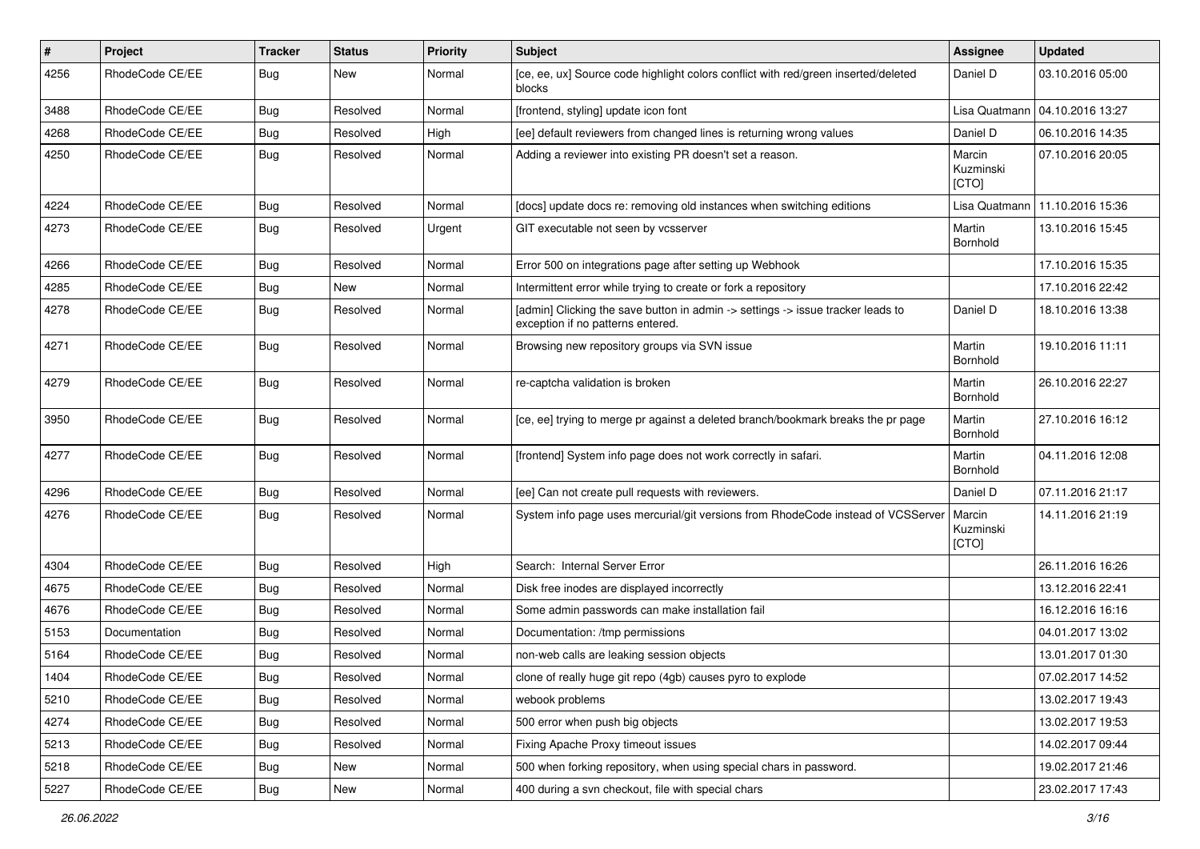| # | Project | Tracker | Status | Priority | Subject | Assignee | Updated |
|---|---|---|---|---|---|---|---|
| 4256 | RhodeCode CE/EE | Bug | New | Normal | [ce, ee, ux] Source code highlight colors conflict with red/green inserted/deleted blocks | Daniel D | 03.10.2016 05:00 |
| 3488 | RhodeCode CE/EE | Bug | Resolved | Normal | [frontend, styling] update icon font | Lisa Quatmann | 04.10.2016 13:27 |
| 4268 | RhodeCode CE/EE | Bug | Resolved | High | [ee] default reviewers from changed lines is returning wrong values | Daniel D | 06.10.2016 14:35 |
| 4250 | RhodeCode CE/EE | Bug | Resolved | Normal | Adding a reviewer into existing PR doesn't set a reason. | Marcin Kuzminski [CTO] | 07.10.2016 20:05 |
| 4224 | RhodeCode CE/EE | Bug | Resolved | Normal | [docs] update docs re: removing old instances when switching editions | Lisa Quatmann | 11.10.2016 15:36 |
| 4273 | RhodeCode CE/EE | Bug | Resolved | Urgent | GIT executable not seen by vcsserver | Martin Bornhold | 13.10.2016 15:45 |
| 4266 | RhodeCode CE/EE | Bug | Resolved | Normal | Error 500 on integrations page after setting up Webhook | | 17.10.2016 15:35 |
| 4285 | RhodeCode CE/EE | Bug | New | Normal | Intermittent error while trying to create or fork a repository | | 17.10.2016 22:42 |
| 4278 | RhodeCode CE/EE | Bug | Resolved | Normal | [admin] Clicking the save button in admin -> settings -> issue tracker leads to exception if no patterns entered. | Daniel D | 18.10.2016 13:38 |
| 4271 | RhodeCode CE/EE | Bug | Resolved | Normal | Browsing new repository groups via SVN issue | Martin Bornhold | 19.10.2016 11:11 |
| 4279 | RhodeCode CE/EE | Bug | Resolved | Normal | re-captcha validation is broken | Martin Bornhold | 26.10.2016 22:27 |
| 3950 | RhodeCode CE/EE | Bug | Resolved | Normal | [ce, ee] trying to merge pr against a deleted branch/bookmark breaks the pr page | Martin Bornhold | 27.10.2016 16:12 |
| 4277 | RhodeCode CE/EE | Bug | Resolved | Normal | [frontend] System info page does not work correctly in safari. | Martin Bornhold | 04.11.2016 12:08 |
| 4296 | RhodeCode CE/EE | Bug | Resolved | Normal | [ee] Can not create pull requests with reviewers. | Daniel D | 07.11.2016 21:17 |
| 4276 | RhodeCode CE/EE | Bug | Resolved | Normal | System info page uses mercurial/git versions from RhodeCode instead of VCSServer | Marcin Kuzminski [CTO] | 14.11.2016 21:19 |
| 4304 | RhodeCode CE/EE | Bug | Resolved | High | Search: Internal Server Error | | 26.11.2016 16:26 |
| 4675 | RhodeCode CE/EE | Bug | Resolved | Normal | Disk free inodes are displayed incorrectly | | 13.12.2016 22:41 |
| 4676 | RhodeCode CE/EE | Bug | Resolved | Normal | Some admin passwords can make installation fail | | 16.12.2016 16:16 |
| 5153 | Documentation | Bug | Resolved | Normal | Documentation: /tmp permissions | | 04.01.2017 13:02 |
| 5164 | RhodeCode CE/EE | Bug | Resolved | Normal | non-web calls are leaking session objects | | 13.01.2017 01:30 |
| 1404 | RhodeCode CE/EE | Bug | Resolved | Normal | clone of really huge git repo (4gb) causes pyro to explode | | 07.02.2017 14:52 |
| 5210 | RhodeCode CE/EE | Bug | Resolved | Normal | webook problems | | 13.02.2017 19:43 |
| 4274 | RhodeCode CE/EE | Bug | Resolved | Normal | 500 error when push big objects | | 13.02.2017 19:53 |
| 5213 | RhodeCode CE/EE | Bug | Resolved | Normal | Fixing Apache Proxy timeout issues | | 14.02.2017 09:44 |
| 5218 | RhodeCode CE/EE | Bug | New | Normal | 500 when forking repository, when using special chars in password. | | 19.02.2017 21:46 |
| 5227 | RhodeCode CE/EE | Bug | New | Normal | 400 during a svn checkout, file with special chars | | 23.02.2017 17:43 |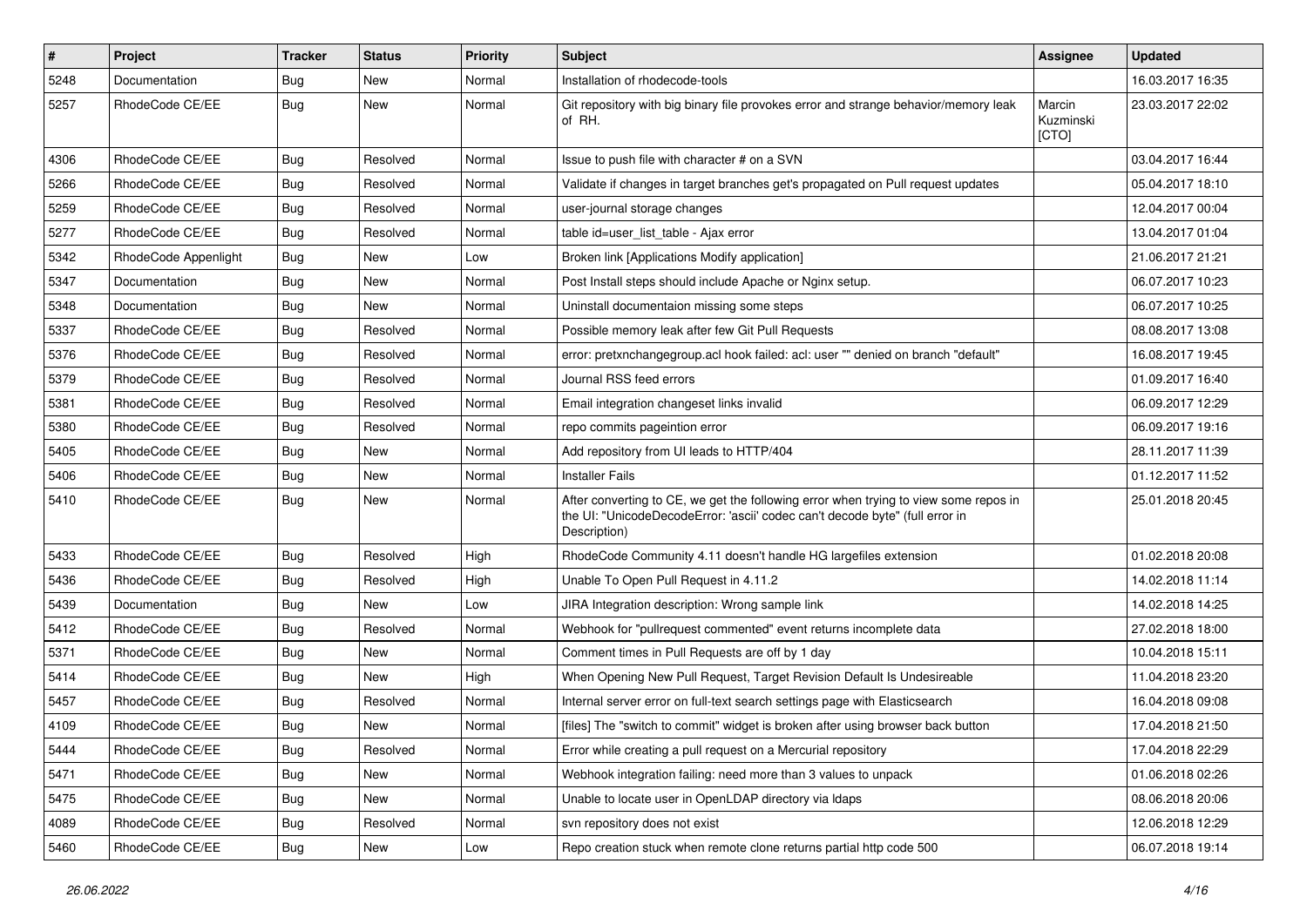| # | Project | Tracker | Status | Priority | Subject | Assignee | Updated |
|---|---|---|---|---|---|---|---|
| 5248 | Documentation | Bug | New | Normal | Installation of rhodecode-tools | | 16.03.2017 16:35 |
| 5257 | RhodeCode CE/EE | Bug | New | Normal | Git repository with big binary file provokes error and strange behavior/memory leak of RH. | Marcin Kuzminski [CTO] | 23.03.2017 22:02 |
| 4306 | RhodeCode CE/EE | Bug | Resolved | Normal | Issue to push file with character # on a SVN | | 03.04.2017 16:44 |
| 5266 | RhodeCode CE/EE | Bug | Resolved | Normal | Validate if changes in target branches get's propagated on Pull request updates | | 05.04.2017 18:10 |
| 5259 | RhodeCode CE/EE | Bug | Resolved | Normal | user-journal storage changes | | 12.04.2017 00:04 |
| 5277 | RhodeCode CE/EE | Bug | Resolved | Normal | table id=user_list_table - Ajax error | | 13.04.2017 01:04 |
| 5342 | RhodeCode Appenlight | Bug | New | Low | Broken link [Applications Modify application] | | 21.06.2017 21:21 |
| 5347 | Documentation | Bug | New | Normal | Post Install steps should include Apache or Nginx setup. | | 06.07.2017 10:23 |
| 5348 | Documentation | Bug | New | Normal | Uninstall documentaion missing some steps | | 06.07.2017 10:25 |
| 5337 | RhodeCode CE/EE | Bug | Resolved | Normal | Possible memory leak after few Git Pull Requests | | 08.08.2017 13:08 |
| 5376 | RhodeCode CE/EE | Bug | Resolved | Normal | error: pretxnchangegroup.acl hook failed: acl: user "" denied on branch "default" | | 16.08.2017 19:45 |
| 5379 | RhodeCode CE/EE | Bug | Resolved | Normal | Journal RSS feed errors | | 01.09.2017 16:40 |
| 5381 | RhodeCode CE/EE | Bug | Resolved | Normal | Email integration changeset links invalid | | 06.09.2017 12:29 |
| 5380 | RhodeCode CE/EE | Bug | Resolved | Normal | repo commits pageintion error | | 06.09.2017 19:16 |
| 5405 | RhodeCode CE/EE | Bug | New | Normal | Add repository from UI leads to HTTP/404 | | 28.11.2017 11:39 |
| 5406 | RhodeCode CE/EE | Bug | New | Normal | Installer Fails | | 01.12.2017 11:52 |
| 5410 | RhodeCode CE/EE | Bug | New | Normal | After converting to CE, we get the following error when trying to view some repos in the UI: "UnicodeDecodeError: 'ascii' codec can't decode byte" (full error in Description) | | 25.01.2018 20:45 |
| 5433 | RhodeCode CE/EE | Bug | Resolved | High | RhodeCode Community 4.11 doesn't handle HG largefiles extension | | 01.02.2018 20:08 |
| 5436 | RhodeCode CE/EE | Bug | Resolved | High | Unable To Open Pull Request in 4.11.2 | | 14.02.2018 11:14 |
| 5439 | Documentation | Bug | New | Low | JIRA Integration description: Wrong sample link | | 14.02.2018 14:25 |
| 5412 | RhodeCode CE/EE | Bug | Resolved | Normal | Webhook for "pullrequest commented" event returns incomplete data | | 27.02.2018 18:00 |
| 5371 | RhodeCode CE/EE | Bug | New | Normal | Comment times in Pull Requests are off by 1 day | | 10.04.2018 15:11 |
| 5414 | RhodeCode CE/EE | Bug | New | High | When Opening New Pull Request, Target Revision Default Is Undesireable | | 11.04.2018 23:20 |
| 5457 | RhodeCode CE/EE | Bug | Resolved | Normal | Internal server error on full-text search settings page with Elasticsearch | | 16.04.2018 09:08 |
| 4109 | RhodeCode CE/EE | Bug | New | Normal | [files] The "switch to commit" widget is broken after using browser back button | | 17.04.2018 21:50 |
| 5444 | RhodeCode CE/EE | Bug | Resolved | Normal | Error while creating a pull request on a Mercurial repository | | 17.04.2018 22:29 |
| 5471 | RhodeCode CE/EE | Bug | New | Normal | Webhook integration failing: need more than 3 values to unpack | | 01.06.2018 02:26 |
| 5475 | RhodeCode CE/EE | Bug | New | Normal | Unable to locate user in OpenLDAP directory via ldaps | | 08.06.2018 20:06 |
| 4089 | RhodeCode CE/EE | Bug | Resolved | Normal | svn repository does not exist | | 12.06.2018 12:29 |
| 5460 | RhodeCode CE/EE | Bug | New | Low | Repo creation stuck when remote clone returns partial http code 500 | | 06.07.2018 19:14 |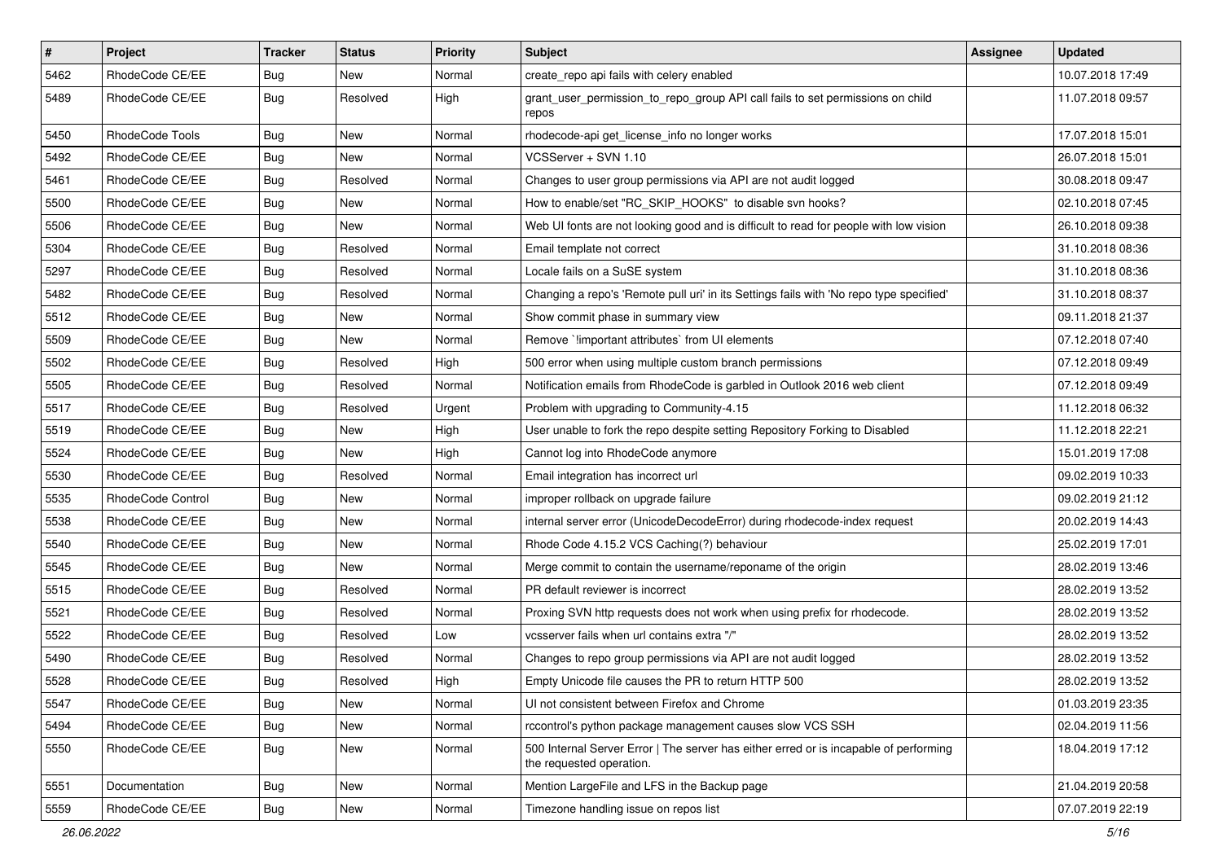| # | Project | Tracker | Status | Priority | Subject | Assignee | Updated |
|---|---|---|---|---|---|---|---|
| 5462 | RhodeCode CE/EE | Bug | New | Normal | create_repo api fails with celery enabled | | 10.07.2018 17:49 |
| 5489 | RhodeCode CE/EE | Bug | Resolved | High | grant_user_permission_to_repo_group API call fails to set permissions on child repos | | 11.07.2018 09:57 |
| 5450 | RhodeCode Tools | Bug | New | Normal | rhodecode-api get_license_info no longer works | | 17.07.2018 15:01 |
| 5492 | RhodeCode CE/EE | Bug | New | Normal | VCSServer + SVN 1.10 | | 26.07.2018 15:01 |
| 5461 | RhodeCode CE/EE | Bug | Resolved | Normal | Changes to user group permissions via API are not audit logged | | 30.08.2018 09:47 |
| 5500 | RhodeCode CE/EE | Bug | New | Normal | How to enable/set "RC_SKIP_HOOKS" to disable svn hooks? | | 02.10.2018 07:45 |
| 5506 | RhodeCode CE/EE | Bug | New | Normal | Web UI fonts are not looking good and is difficult to read for people with low vision | | 26.10.2018 09:38 |
| 5304 | RhodeCode CE/EE | Bug | Resolved | Normal | Email template not correct | | 31.10.2018 08:36 |
| 5297 | RhodeCode CE/EE | Bug | Resolved | Normal | Locale fails on a SuSE system | | 31.10.2018 08:36 |
| 5482 | RhodeCode CE/EE | Bug | Resolved | Normal | Changing a repo's 'Remote pull uri' in its Settings fails with 'No repo type specified' | | 31.10.2018 08:37 |
| 5512 | RhodeCode CE/EE | Bug | New | Normal | Show commit phase in summary view | | 09.11.2018 21:37 |
| 5509 | RhodeCode CE/EE | Bug | New | Normal | Remove `!important attributes` from UI elements | | 07.12.2018 07:40 |
| 5502 | RhodeCode CE/EE | Bug | Resolved | High | 500 error when using multiple custom branch permissions | | 07.12.2018 09:49 |
| 5505 | RhodeCode CE/EE | Bug | Resolved | Normal | Notification emails from RhodeCode is garbled in Outlook 2016 web client | | 07.12.2018 09:49 |
| 5517 | RhodeCode CE/EE | Bug | Resolved | Urgent | Problem with upgrading to Community-4.15 | | 11.12.2018 06:32 |
| 5519 | RhodeCode CE/EE | Bug | New | High | User unable to fork the repo despite setting Repository Forking to Disabled | | 11.12.2018 22:21 |
| 5524 | RhodeCode CE/EE | Bug | New | High | Cannot log into RhodeCode anymore | | 15.01.2019 17:08 |
| 5530 | RhodeCode CE/EE | Bug | Resolved | Normal | Email integration has incorrect url | | 09.02.2019 10:33 |
| 5535 | RhodeCode Control | Bug | New | Normal | improper rollback on upgrade failure | | 09.02.2019 21:12 |
| 5538 | RhodeCode CE/EE | Bug | New | Normal | internal server error (UnicodeDecodeError) during rhodecode-index request | | 20.02.2019 14:43 |
| 5540 | RhodeCode CE/EE | Bug | New | Normal | Rhode Code 4.15.2 VCS Caching(?) behaviour | | 25.02.2019 17:01 |
| 5545 | RhodeCode CE/EE | Bug | New | Normal | Merge commit to contain the username/reponame of the origin | | 28.02.2019 13:46 |
| 5515 | RhodeCode CE/EE | Bug | Resolved | Normal | PR default reviewer is incorrect | | 28.02.2019 13:52 |
| 5521 | RhodeCode CE/EE | Bug | Resolved | Normal | Proxing SVN http requests does not work when using prefix for rhodecode. | | 28.02.2019 13:52 |
| 5522 | RhodeCode CE/EE | Bug | Resolved | Low | vcsserver fails when url contains extra "/" | | 28.02.2019 13:52 |
| 5490 | RhodeCode CE/EE | Bug | Resolved | Normal | Changes to repo group permissions via API are not audit logged | | 28.02.2019 13:52 |
| 5528 | RhodeCode CE/EE | Bug | Resolved | High | Empty Unicode file causes the PR to return HTTP 500 | | 28.02.2019 13:52 |
| 5547 | RhodeCode CE/EE | Bug | New | Normal | UI not consistent between Firefox and Chrome | | 01.03.2019 23:35 |
| 5494 | RhodeCode CE/EE | Bug | New | Normal | rccontrol's python package management causes slow VCS SSH | | 02.04.2019 11:56 |
| 5550 | RhodeCode CE/EE | Bug | New | Normal | 500 Internal Server Error \| The server has either erred or is incapable of performing the requested operation. | | 18.04.2019 17:12 |
| 5551 | Documentation | Bug | New | Normal | Mention LargeFile and LFS in the Backup page | | 21.04.2019 20:58 |
| 5559 | RhodeCode CE/EE | Bug | New | Normal | Timezone handling issue on repos list | | 07.07.2019 22:19 |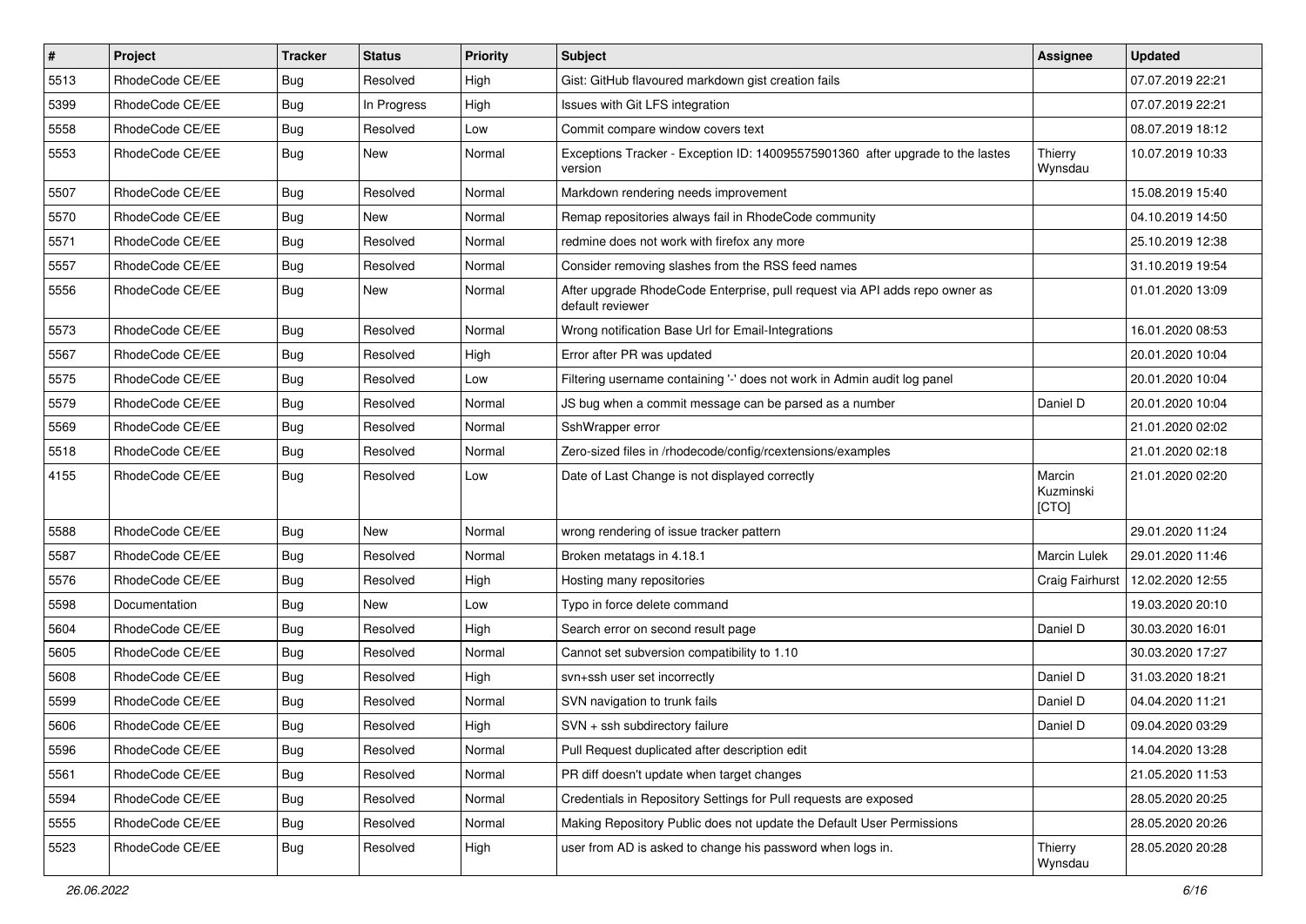| # | Project | Tracker | Status | Priority | Subject | Assignee | Updated |
|---|---|---|---|---|---|---|---|
| 5513 | RhodeCode CE/EE | Bug | Resolved | High | Gist: GitHub flavoured markdown gist creation fails | | 07.07.2019 22:21 |
| 5399 | RhodeCode CE/EE | Bug | In Progress | High | Issues with Git LFS integration | | 07.07.2019 22:21 |
| 5558 | RhodeCode CE/EE | Bug | Resolved | Low | Commit compare window covers text | | 08.07.2019 18:12 |
| 5553 | RhodeCode CE/EE | Bug | New | Normal | Exceptions Tracker - Exception ID: 140095575901360 after upgrade to the lastes version | Thierry Wynsdau | 10.07.2019 10:33 |
| 5507 | RhodeCode CE/EE | Bug | Resolved | Normal | Markdown rendering needs improvement | | 15.08.2019 15:40 |
| 5570 | RhodeCode CE/EE | Bug | New | Normal | Remap repositories always fail in RhodeCode community | | 04.10.2019 14:50 |
| 5571 | RhodeCode CE/EE | Bug | Resolved | Normal | redmine does not work with firefox any more | | 25.10.2019 12:38 |
| 5557 | RhodeCode CE/EE | Bug | Resolved | Normal | Consider removing slashes from the RSS feed names | | 31.10.2019 19:54 |
| 5556 | RhodeCode CE/EE | Bug | New | Normal | After upgrade RhodeCode Enterprise, pull request via API adds repo owner as default reviewer | | 01.01.2020 13:09 |
| 5573 | RhodeCode CE/EE | Bug | Resolved | Normal | Wrong notification Base Url for Email-Integrations | | 16.01.2020 08:53 |
| 5567 | RhodeCode CE/EE | Bug | Resolved | High | Error after PR was updated | | 20.01.2020 10:04 |
| 5575 | RhodeCode CE/EE | Bug | Resolved | Low | Filtering username containing '-' does not work in Admin audit log panel | | 20.01.2020 10:04 |
| 5579 | RhodeCode CE/EE | Bug | Resolved | Normal | JS bug when a commit message can be parsed as a number | Daniel D | 20.01.2020 10:04 |
| 5569 | RhodeCode CE/EE | Bug | Resolved | Normal | SshWrapper error | | 21.01.2020 02:02 |
| 5518 | RhodeCode CE/EE | Bug | Resolved | Normal | Zero-sized files in /rhodecode/config/rcextensions/examples | | 21.01.2020 02:18 |
| 4155 | RhodeCode CE/EE | Bug | Resolved | Low | Date of Last Change is not displayed correctly | Marcin Kuzminski [CTO] | 21.01.2020 02:20 |
| 5588 | RhodeCode CE/EE | Bug | New | Normal | wrong rendering of issue tracker pattern | | 29.01.2020 11:24 |
| 5587 | RhodeCode CE/EE | Bug | Resolved | Normal | Broken metatags in 4.18.1 | Marcin Lulek | 29.01.2020 11:46 |
| 5576 | RhodeCode CE/EE | Bug | Resolved | High | Hosting many repositories | Craig Fairhurst | 12.02.2020 12:55 |
| 5598 | Documentation | Bug | New | Low | Typo in force delete command | | 19.03.2020 20:10 |
| 5604 | RhodeCode CE/EE | Bug | Resolved | High | Search error on second result page | Daniel D | 30.03.2020 16:01 |
| 5605 | RhodeCode CE/EE | Bug | Resolved | Normal | Cannot set subversion compatibility to 1.10 | | 30.03.2020 17:27 |
| 5608 | RhodeCode CE/EE | Bug | Resolved | High | svn+ssh user set incorrectly | Daniel D | 31.03.2020 18:21 |
| 5599 | RhodeCode CE/EE | Bug | Resolved | Normal | SVN navigation to trunk fails | Daniel D | 04.04.2020 11:21 |
| 5606 | RhodeCode CE/EE | Bug | Resolved | High | SVN + ssh subdirectory failure | Daniel D | 09.04.2020 03:29 |
| 5596 | RhodeCode CE/EE | Bug | Resolved | Normal | Pull Request duplicated after description edit | | 14.04.2020 13:28 |
| 5561 | RhodeCode CE/EE | Bug | Resolved | Normal | PR diff doesn't update when target changes | | 21.05.2020 11:53 |
| 5594 | RhodeCode CE/EE | Bug | Resolved | Normal | Credentials in Repository Settings for Pull requests are exposed | | 28.05.2020 20:25 |
| 5555 | RhodeCode CE/EE | Bug | Resolved | Normal | Making Repository Public does not update the Default User Permissions | | 28.05.2020 20:26 |
| 5523 | RhodeCode CE/EE | Bug | Resolved | High | user from AD is asked to change his password when logs in. | Thierry Wynsdau | 28.05.2020 20:28 |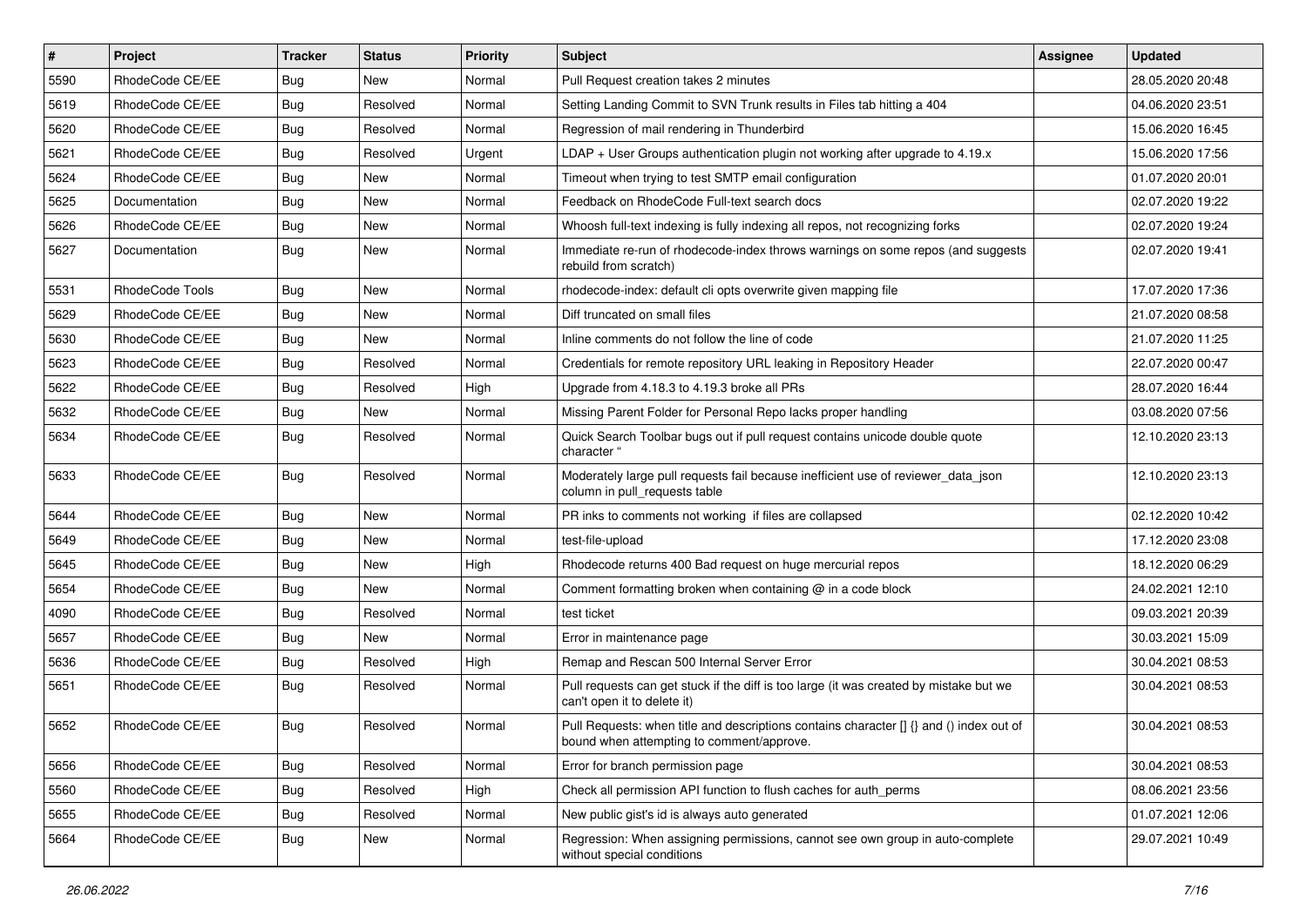| # | Project | Tracker | Status | Priority | Subject | Assignee | Updated |
| --- | --- | --- | --- | --- | --- | --- | --- |
| 5590 | RhodeCode CE/EE | Bug | New | Normal | Pull Request creation takes 2 minutes | | 28.05.2020 20:48 |
| 5619 | RhodeCode CE/EE | Bug | Resolved | Normal | Setting Landing Commit to SVN Trunk results in Files tab hitting a 404 | | 04.06.2020 23:51 |
| 5620 | RhodeCode CE/EE | Bug | Resolved | Normal | Regression of mail rendering in Thunderbird | | 15.06.2020 16:45 |
| 5621 | RhodeCode CE/EE | Bug | Resolved | Urgent | LDAP + User Groups authentication plugin not working after upgrade to 4.19.x | | 15.06.2020 17:56 |
| 5624 | RhodeCode CE/EE | Bug | New | Normal | Timeout when trying to test SMTP email configuration | | 01.07.2020 20:01 |
| 5625 | Documentation | Bug | New | Normal | Feedback on RhodeCode Full-text search docs | | 02.07.2020 19:22 |
| 5626 | RhodeCode CE/EE | Bug | New | Normal | Whoosh full-text indexing is fully indexing all repos, not recognizing forks | | 02.07.2020 19:24 |
| 5627 | Documentation | Bug | New | Normal | Immediate re-run of rhodecode-index throws warnings on some repos (and suggests rebuild from scratch) | | 02.07.2020 19:41 |
| 5531 | RhodeCode Tools | Bug | New | Normal | rhodecode-index: default cli opts overwrite given mapping file | | 17.07.2020 17:36 |
| 5629 | RhodeCode CE/EE | Bug | New | Normal | Diff truncated on small files | | 21.07.2020 08:58 |
| 5630 | RhodeCode CE/EE | Bug | New | Normal | Inline comments do not follow the line of code | | 21.07.2020 11:25 |
| 5623 | RhodeCode CE/EE | Bug | Resolved | Normal | Credentials for remote repository URL leaking in Repository Header | | 22.07.2020 00:47 |
| 5622 | RhodeCode CE/EE | Bug | Resolved | High | Upgrade from 4.18.3 to 4.19.3 broke all PRs | | 28.07.2020 16:44 |
| 5632 | RhodeCode CE/EE | Bug | New | Normal | Missing Parent Folder for Personal Repo lacks proper handling | | 03.08.2020 07:56 |
| 5634 | RhodeCode CE/EE | Bug | Resolved | Normal | Quick Search Toolbar bugs out if pull request contains unicode double quote character " | | 12.10.2020 23:13 |
| 5633 | RhodeCode CE/EE | Bug | Resolved | Normal | Moderately large pull requests fail because inefficient use of reviewer_data_json column in pull_requests table | | 12.10.2020 23:13 |
| 5644 | RhodeCode CE/EE | Bug | New | Normal | PR inks to comments not working if files are collapsed | | 02.12.2020 10:42 |
| 5649 | RhodeCode CE/EE | Bug | New | Normal | test-file-upload | | 17.12.2020 23:08 |
| 5645 | RhodeCode CE/EE | Bug | New | High | Rhodecode returns 400 Bad request on huge mercurial repos | | 18.12.2020 06:29 |
| 5654 | RhodeCode CE/EE | Bug | New | Normal | Comment formatting broken when containing @ in a code block | | 24.02.2021 12:10 |
| 4090 | RhodeCode CE/EE | Bug | Resolved | Normal | test ticket | | 09.03.2021 20:39 |
| 5657 | RhodeCode CE/EE | Bug | New | Normal | Error in maintenance page | | 30.03.2021 15:09 |
| 5636 | RhodeCode CE/EE | Bug | Resolved | High | Remap and Rescan 500 Internal Server Error | | 30.04.2021 08:53 |
| 5651 | RhodeCode CE/EE | Bug | Resolved | Normal | Pull requests can get stuck if the diff is too large (it was created by mistake but we can't open it to delete it) | | 30.04.2021 08:53 |
| 5652 | RhodeCode CE/EE | Bug | Resolved | Normal | Pull Requests: when title and descriptions contains character [] {} and () index out of bound when attempting to comment/approve. | | 30.04.2021 08:53 |
| 5656 | RhodeCode CE/EE | Bug | Resolved | Normal | Error for branch permission page | | 30.04.2021 08:53 |
| 5560 | RhodeCode CE/EE | Bug | Resolved | High | Check all permission API function to flush caches for auth_perms | | 08.06.2021 23:56 |
| 5655 | RhodeCode CE/EE | Bug | Resolved | Normal | New public gist's id is always auto generated | | 01.07.2021 12:06 |
| 5664 | RhodeCode CE/EE | Bug | New | Normal | Regression: When assigning permissions, cannot see own group in auto-complete without special conditions | | 29.07.2021 10:49 |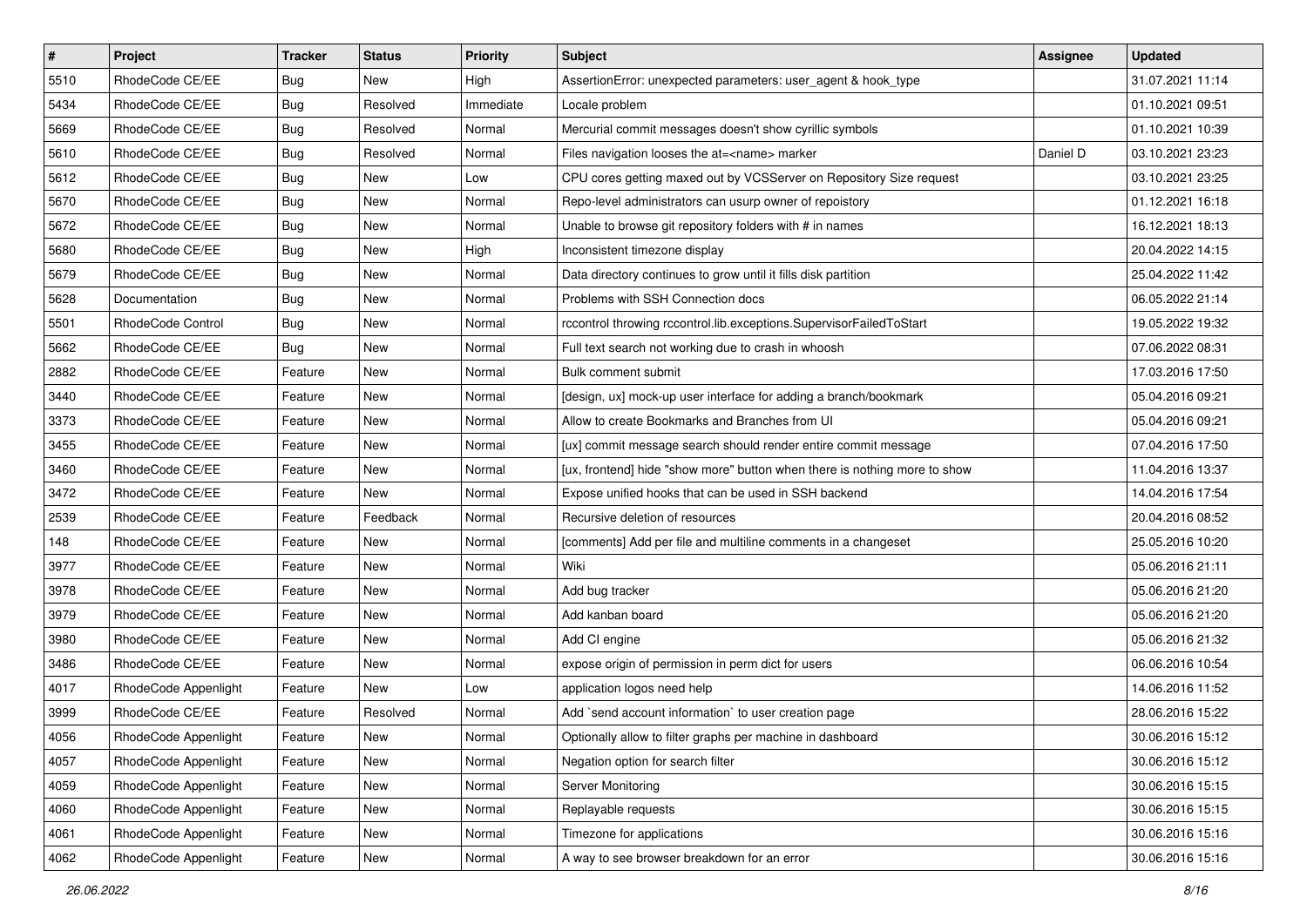| # | Project | Tracker | Status | Priority | Subject | Assignee | Updated |
|---|---|---|---|---|---|---|---|
| 5510 | RhodeCode CE/EE | Bug | New | High | AssertionError: unexpected parameters: user_agent & hook_type | | 31.07.2021 11:14 |
| 5434 | RhodeCode CE/EE | Bug | Resolved | Immediate | Locale problem | | 01.10.2021 09:51 |
| 5669 | RhodeCode CE/EE | Bug | Resolved | Normal | Mercurial commit messages doesn't show cyrillic symbols | | 01.10.2021 10:39 |
| 5610 | RhodeCode CE/EE | Bug | Resolved | Normal | Files navigation looses the at=<name> marker | Daniel D | 03.10.2021 23:23 |
| 5612 | RhodeCode CE/EE | Bug | New | Low | CPU cores getting maxed out by VCSServer on Repository Size request | | 03.10.2021 23:25 |
| 5670 | RhodeCode CE/EE | Bug | New | Normal | Repo-level administrators can usurp owner of repoistory | | 01.12.2021 16:18 |
| 5672 | RhodeCode CE/EE | Bug | New | Normal | Unable to browse git repository folders with # in names | | 16.12.2021 18:13 |
| 5680 | RhodeCode CE/EE | Bug | New | High | Inconsistent timezone display | | 20.04.2022 14:15 |
| 5679 | RhodeCode CE/EE | Bug | New | Normal | Data directory continues to grow until it fills disk partition | | 25.04.2022 11:42 |
| 5628 | Documentation | Bug | New | Normal | Problems with SSH Connection docs | | 06.05.2022 21:14 |
| 5501 | RhodeCode Control | Bug | New | Normal | rccontrol throwing rccontrol.lib.exceptions.SupervisorFailedToStart | | 19.05.2022 19:32 |
| 5662 | RhodeCode CE/EE | Bug | New | Normal | Full text search not working due to crash in whoosh | | 07.06.2022 08:31 |
| 2882 | RhodeCode CE/EE | Feature | New | Normal | Bulk comment submit | | 17.03.2016 17:50 |
| 3440 | RhodeCode CE/EE | Feature | New | Normal | [design, ux] mock-up user interface for adding a branch/bookmark | | 05.04.2016 09:21 |
| 3373 | RhodeCode CE/EE | Feature | New | Normal | Allow to create Bookmarks and Branches from UI | | 05.04.2016 09:21 |
| 3455 | RhodeCode CE/EE | Feature | New | Normal | [ux] commit message search should render entire commit message | | 07.04.2016 17:50 |
| 3460 | RhodeCode CE/EE | Feature | New | Normal | [ux, frontend] hide "show more" button when there is nothing more to show | | 11.04.2016 13:37 |
| 3472 | RhodeCode CE/EE | Feature | New | Normal | Expose unified hooks that can be used in SSH backend | | 14.04.2016 17:54 |
| 2539 | RhodeCode CE/EE | Feature | Feedback | Normal | Recursive deletion of resources | | 20.04.2016 08:52 |
| 148 | RhodeCode CE/EE | Feature | New | Normal | [comments] Add per file and multiline comments in a changeset | | 25.05.2016 10:20 |
| 3977 | RhodeCode CE/EE | Feature | New | Normal | Wiki | | 05.06.2016 21:11 |
| 3978 | RhodeCode CE/EE | Feature | New | Normal | Add bug tracker | | 05.06.2016 21:20 |
| 3979 | RhodeCode CE/EE | Feature | New | Normal | Add kanban board | | 05.06.2016 21:20 |
| 3980 | RhodeCode CE/EE | Feature | New | Normal | Add CI engine | | 05.06.2016 21:32 |
| 3486 | RhodeCode CE/EE | Feature | New | Normal | expose origin of permission in perm dict for users | | 06.06.2016 10:54 |
| 4017 | RhodeCode Appenlight | Feature | New | Low | application logos need help | | 14.06.2016 11:52 |
| 3999 | RhodeCode CE/EE | Feature | Resolved | Normal | Add `send account information` to user creation page | | 28.06.2016 15:22 |
| 4056 | RhodeCode Appenlight | Feature | New | Normal | Optionally allow to filter graphs per machine in dashboard | | 30.06.2016 15:12 |
| 4057 | RhodeCode Appenlight | Feature | New | Normal | Negation option for search filter | | 30.06.2016 15:12 |
| 4059 | RhodeCode Appenlight | Feature | New | Normal | Server Monitoring | | 30.06.2016 15:15 |
| 4060 | RhodeCode Appenlight | Feature | New | Normal | Replayable requests | | 30.06.2016 15:15 |
| 4061 | RhodeCode Appenlight | Feature | New | Normal | Timezone for applications | | 30.06.2016 15:16 |
| 4062 | RhodeCode Appenlight | Feature | New | Normal | A way to see browser breakdown for an error | | 30.06.2016 15:16 |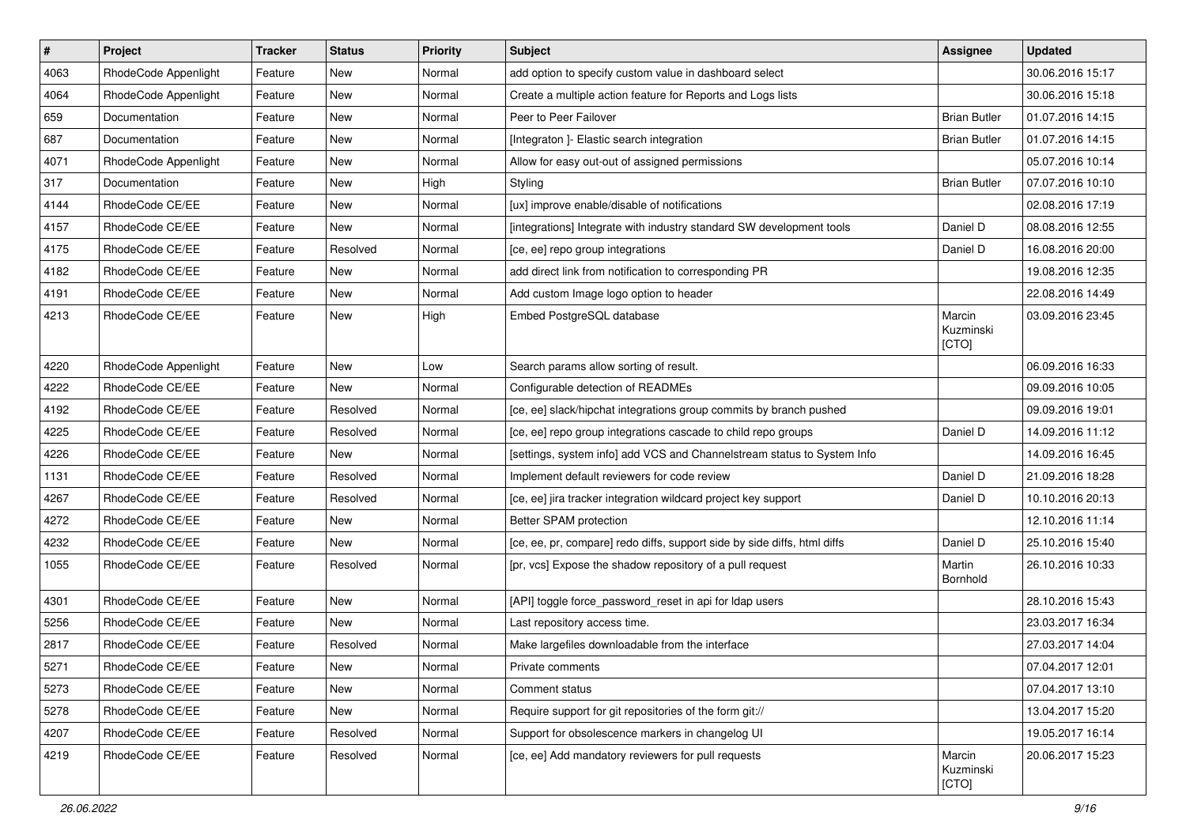| # | Project | Tracker | Status | Priority | Subject | Assignee | Updated |
|---|---|---|---|---|---|---|---|
| 4063 | RhodeCode Appenlight | Feature | New | Normal | add option to specify custom value in dashboard select | | 30.06.2016 15:17 |
| 4064 | RhodeCode Appenlight | Feature | New | Normal | Create a multiple action feature for Reports and Logs lists | | 30.06.2016 15:18 |
| 659 | Documentation | Feature | New | Normal | Peer to Peer Failover | Brian Butler | 01.07.2016 14:15 |
| 687 | Documentation | Feature | New | Normal | [Integraton ]- Elastic search integration | Brian Butler | 01.07.2016 14:15 |
| 4071 | RhodeCode Appenlight | Feature | New | Normal | Allow for easy out-out of assigned permissions | | 05.07.2016 10:14 |
| 317 | Documentation | Feature | New | High | Styling | Brian Butler | 07.07.2016 10:10 |
| 4144 | RhodeCode CE/EE | Feature | New | Normal | [ux] improve enable/disable of notifications | | 02.08.2016 17:19 |
| 4157 | RhodeCode CE/EE | Feature | New | Normal | [integrations] Integrate with industry standard SW development tools | Daniel D | 08.08.2016 12:55 |
| 4175 | RhodeCode CE/EE | Feature | Resolved | Normal | [ce, ee] repo group integrations | Daniel D | 16.08.2016 20:00 |
| 4182 | RhodeCode CE/EE | Feature | New | Normal | add direct link from notification to corresponding PR | | 19.08.2016 12:35 |
| 4191 | RhodeCode CE/EE | Feature | New | Normal | Add custom Image logo option to header | | 22.08.2016 14:49 |
| 4213 | RhodeCode CE/EE | Feature | New | High | Embed PostgreSQL database | Marcin Kuzminski [CTO] | 03.09.2016 23:45 |
| 4220 | RhodeCode Appenlight | Feature | New | Low | Search params allow sorting of result. | | 06.09.2016 16:33 |
| 4222 | RhodeCode CE/EE | Feature | New | Normal | Configurable detection of READMEs | | 09.09.2016 10:05 |
| 4192 | RhodeCode CE/EE | Feature | Resolved | Normal | [ce, ee] slack/hipchat integrations group commits by branch pushed | | 09.09.2016 19:01 |
| 4225 | RhodeCode CE/EE | Feature | Resolved | Normal | [ce, ee] repo group integrations cascade to child repo groups | Daniel D | 14.09.2016 11:12 |
| 4226 | RhodeCode CE/EE | Feature | New | Normal | [settings, system info] add VCS and Channelstream status to System Info | | 14.09.2016 16:45 |
| 1131 | RhodeCode CE/EE | Feature | Resolved | Normal | Implement default reviewers for code review | Daniel D | 21.09.2016 18:28 |
| 4267 | RhodeCode CE/EE | Feature | Resolved | Normal | [ce, ee] jira tracker integration wildcard project key support | Daniel D | 10.10.2016 20:13 |
| 4272 | RhodeCode CE/EE | Feature | New | Normal | Better SPAM protection | | 12.10.2016 11:14 |
| 4232 | RhodeCode CE/EE | Feature | New | Normal | [ce, ee, pr, compare] redo diffs, support side by side diffs, html diffs | Daniel D | 25.10.2016 15:40 |
| 1055 | RhodeCode CE/EE | Feature | Resolved | Normal | [pr, vcs] Expose the shadow repository of a pull request | Martin Bornhold | 26.10.2016 10:33 |
| 4301 | RhodeCode CE/EE | Feature | New | Normal | [API] toggle force_password_reset in api for ldap users | | 28.10.2016 15:43 |
| 5256 | RhodeCode CE/EE | Feature | New | Normal | Last repository access time. | | 23.03.2017 16:34 |
| 2817 | RhodeCode CE/EE | Feature | Resolved | Normal | Make largefiles downloadable from the interface | | 27.03.2017 14:04 |
| 5271 | RhodeCode CE/EE | Feature | New | Normal | Private comments | | 07.04.2017 12:01 |
| 5273 | RhodeCode CE/EE | Feature | New | Normal | Comment status | | 07.04.2017 13:10 |
| 5278 | RhodeCode CE/EE | Feature | New | Normal | Require support for git repositories of the form git:// | | 13.04.2017 15:20 |
| 4207 | RhodeCode CE/EE | Feature | Resolved | Normal | Support for obsolescence markers in changelog UI | | 19.05.2017 16:14 |
| 4219 | RhodeCode CE/EE | Feature | Resolved | Normal | [ce, ee] Add mandatory reviewers for pull requests | Marcin Kuzminski [CTO] | 20.06.2017 15:23 |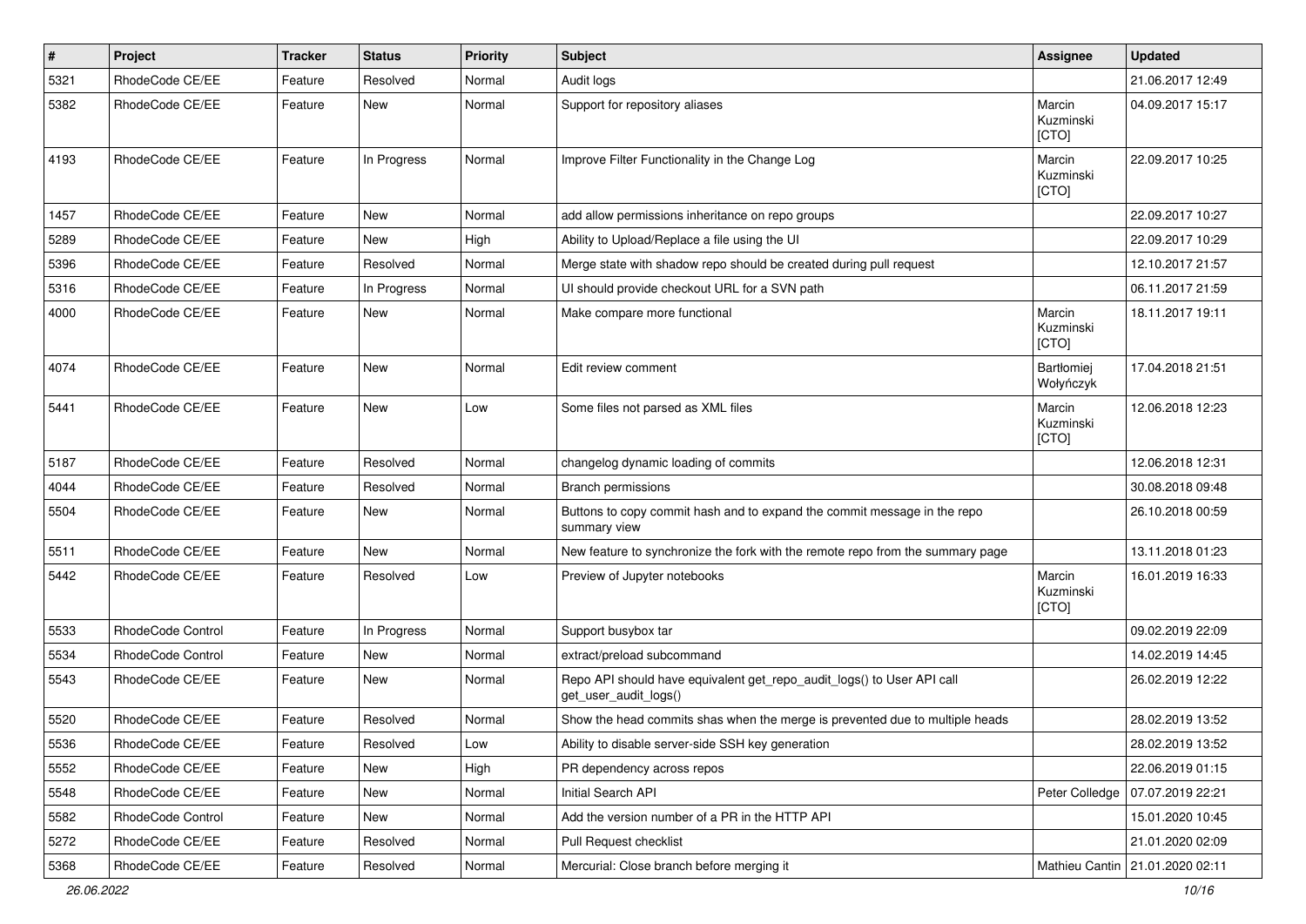| # | Project | Tracker | Status | Priority | Subject | Assignee | Updated |
|---|---|---|---|---|---|---|---|
| 5321 | RhodeCode CE/EE | Feature | Resolved | Normal | Audit logs | | 21.06.2017 12:49 |
| 5382 | RhodeCode CE/EE | Feature | New | Normal | Support for repository aliases | Marcin Kuzminski [CTO] | 04.09.2017 15:17 |
| 4193 | RhodeCode CE/EE | Feature | In Progress | Normal | Improve Filter Functionality in the Change Log | Marcin Kuzminski [CTO] | 22.09.2017 10:25 |
| 1457 | RhodeCode CE/EE | Feature | New | Normal | add allow permissions inheritance on repo groups | | 22.09.2017 10:27 |
| 5289 | RhodeCode CE/EE | Feature | New | High | Ability to Upload/Replace a file using the UI | | 22.09.2017 10:29 |
| 5396 | RhodeCode CE/EE | Feature | Resolved | Normal | Merge state with shadow repo should be created during pull request | | 12.10.2017 21:57 |
| 5316 | RhodeCode CE/EE | Feature | In Progress | Normal | UI should provide checkout URL for a SVN path | | 06.11.2017 21:59 |
| 4000 | RhodeCode CE/EE | Feature | New | Normal | Make compare more functional | Marcin Kuzminski [CTO] | 18.11.2017 19:11 |
| 4074 | RhodeCode CE/EE | Feature | New | Normal | Edit review comment | Bartłomiej Wołyńczyk | 17.04.2018 21:51 |
| 5441 | RhodeCode CE/EE | Feature | New | Low | Some files not parsed as XML files | Marcin Kuzminski [CTO] | 12.06.2018 12:23 |
| 5187 | RhodeCode CE/EE | Feature | Resolved | Normal | changelog dynamic loading of commits | | 12.06.2018 12:31 |
| 4044 | RhodeCode CE/EE | Feature | Resolved | Normal | Branch permissions | | 30.08.2018 09:48 |
| 5504 | RhodeCode CE/EE | Feature | New | Normal | Buttons to copy commit hash and to expand the commit message in the repo summary view | | 26.10.2018 00:59 |
| 5511 | RhodeCode CE/EE | Feature | New | Normal | New feature to synchronize the fork with the remote repo from the summary page | | 13.11.2018 01:23 |
| 5442 | RhodeCode CE/EE | Feature | Resolved | Low | Preview of Jupyter notebooks | Marcin Kuzminski [CTO] | 16.01.2019 16:33 |
| 5533 | RhodeCode Control | Feature | In Progress | Normal | Support busybox tar | | 09.02.2019 22:09 |
| 5534 | RhodeCode Control | Feature | New | Normal | extract/preload subcommand | | 14.02.2019 14:45 |
| 5543 | RhodeCode CE/EE | Feature | New | Normal | Repo API should have equivalent get_repo_audit_logs() to User API call get_user_audit_logs() | | 26.02.2019 12:22 |
| 5520 | RhodeCode CE/EE | Feature | Resolved | Normal | Show the head commits shas when the merge is prevented due to multiple heads | | 28.02.2019 13:52 |
| 5536 | RhodeCode CE/EE | Feature | Resolved | Low | Ability to disable server-side SSH key generation | | 28.02.2019 13:52 |
| 5552 | RhodeCode CE/EE | Feature | New | High | PR dependency across repos | | 22.06.2019 01:15 |
| 5548 | RhodeCode CE/EE | Feature | New | Normal | Initial Search API | Peter Colledge | 07.07.2019 22:21 |
| 5582 | RhodeCode Control | Feature | New | Normal | Add the version number of a PR in the HTTP API | | 15.01.2020 10:45 |
| 5272 | RhodeCode CE/EE | Feature | Resolved | Normal | Pull Request checklist | | 21.01.2020 02:09 |
| 5368 | RhodeCode CE/EE | Feature | Resolved | Normal | Mercurial: Close branch before merging it | Mathieu Cantin | 21.01.2020 02:11 |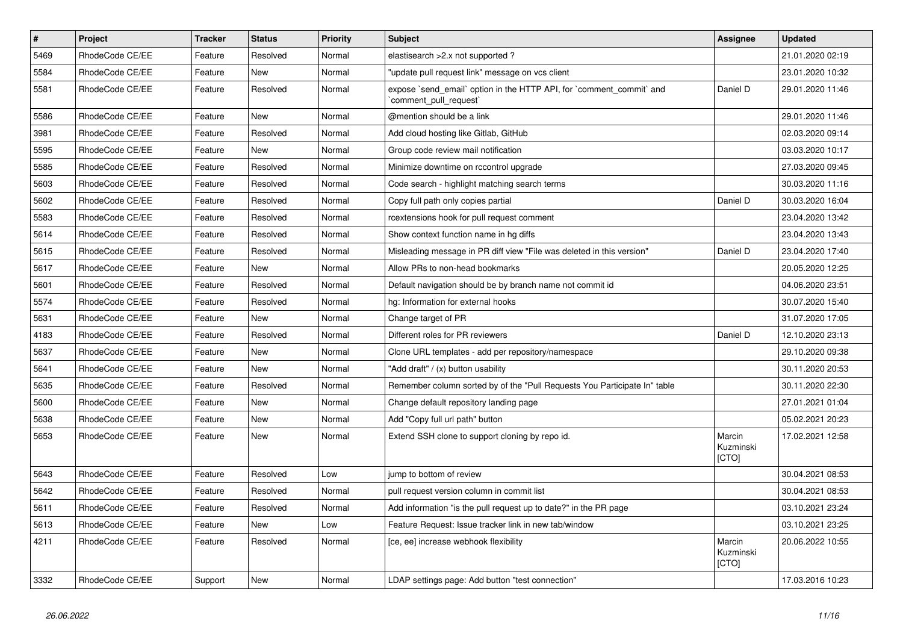| # | Project | Tracker | Status | Priority | Subject | Assignee | Updated |
|---|---|---|---|---|---|---|---|
| 5469 | RhodeCode CE/EE | Feature | Resolved | Normal | elastisearch >2.x not supported ? | | 21.01.2020 02:19 |
| 5584 | RhodeCode CE/EE | Feature | New | Normal | "update pull request link" message on vcs client | | 23.01.2020 10:32 |
| 5581 | RhodeCode CE/EE | Feature | Resolved | Normal | expose `send_email` option in the HTTP API, for `comment_commit` and `comment_pull_request` | Daniel D | 29.01.2020 11:46 |
| 5586 | RhodeCode CE/EE | Feature | New | Normal | @mention should be a link | | 29.01.2020 11:46 |
| 3981 | RhodeCode CE/EE | Feature | Resolved | Normal | Add cloud hosting like Gitlab, GitHub | | 02.03.2020 09:14 |
| 5595 | RhodeCode CE/EE | Feature | New | Normal | Group code review mail notification | | 03.03.2020 10:17 |
| 5585 | RhodeCode CE/EE | Feature | Resolved | Normal | Minimize downtime on rccontrol upgrade | | 27.03.2020 09:45 |
| 5603 | RhodeCode CE/EE | Feature | Resolved | Normal | Code search - highlight matching search terms | | 30.03.2020 11:16 |
| 5602 | RhodeCode CE/EE | Feature | Resolved | Normal | Copy full path only copies partial | Daniel D | 30.03.2020 16:04 |
| 5583 | RhodeCode CE/EE | Feature | Resolved | Normal | rcextensions hook for pull request comment | | 23.04.2020 13:42 |
| 5614 | RhodeCode CE/EE | Feature | Resolved | Normal | Show context function name in hg diffs | | 23.04.2020 13:43 |
| 5615 | RhodeCode CE/EE | Feature | Resolved | Normal | Misleading message in PR diff view "File was deleted in this version" | Daniel D | 23.04.2020 17:40 |
| 5617 | RhodeCode CE/EE | Feature | New | Normal | Allow PRs to non-head bookmarks | | 20.05.2020 12:25 |
| 5601 | RhodeCode CE/EE | Feature | Resolved | Normal | Default navigation should be by branch name not commit id | | 04.06.2020 23:51 |
| 5574 | RhodeCode CE/EE | Feature | Resolved | Normal | hg: Information for external hooks | | 30.07.2020 15:40 |
| 5631 | RhodeCode CE/EE | Feature | New | Normal | Change target of PR | | 31.07.2020 17:05 |
| 4183 | RhodeCode CE/EE | Feature | Resolved | Normal | Different roles for PR reviewers | Daniel D | 12.10.2020 23:13 |
| 5637 | RhodeCode CE/EE | Feature | New | Normal | Clone URL templates - add per repository/namespace | | 29.10.2020 09:38 |
| 5641 | RhodeCode CE/EE | Feature | New | Normal | "Add draft" / (x) button usability | | 30.11.2020 20:53 |
| 5635 | RhodeCode CE/EE | Feature | Resolved | Normal | Remember column sorted by of the "Pull Requests You Participate In" table | | 30.11.2020 22:30 |
| 5600 | RhodeCode CE/EE | Feature | New | Normal | Change default repository landing page | | 27.01.2021 01:04 |
| 5638 | RhodeCode CE/EE | Feature | New | Normal | Add "Copy full url path" button | | 05.02.2021 20:23 |
| 5653 | RhodeCode CE/EE | Feature | New | Normal | Extend SSH clone to support cloning by repo id. | Marcin Kuzminski [CTO] | 17.02.2021 12:58 |
| 5643 | RhodeCode CE/EE | Feature | Resolved | Low | jump to bottom of review | | 30.04.2021 08:53 |
| 5642 | RhodeCode CE/EE | Feature | Resolved | Normal | pull request version column in commit list | | 30.04.2021 08:53 |
| 5611 | RhodeCode CE/EE | Feature | Resolved | Normal | Add information "is the pull request up to date?" in the PR page | | 03.10.2021 23:24 |
| 5613 | RhodeCode CE/EE | Feature | New | Low | Feature Request: Issue tracker link in new tab/window | | 03.10.2021 23:25 |
| 4211 | RhodeCode CE/EE | Feature | Resolved | Normal | [ce, ee] increase webhook flexibility | Marcin Kuzminski [CTO] | 20.06.2022 10:55 |
| 3332 | RhodeCode CE/EE | Support | New | Normal | LDAP settings page: Add button "test connection" | | 17.03.2016 10:23 |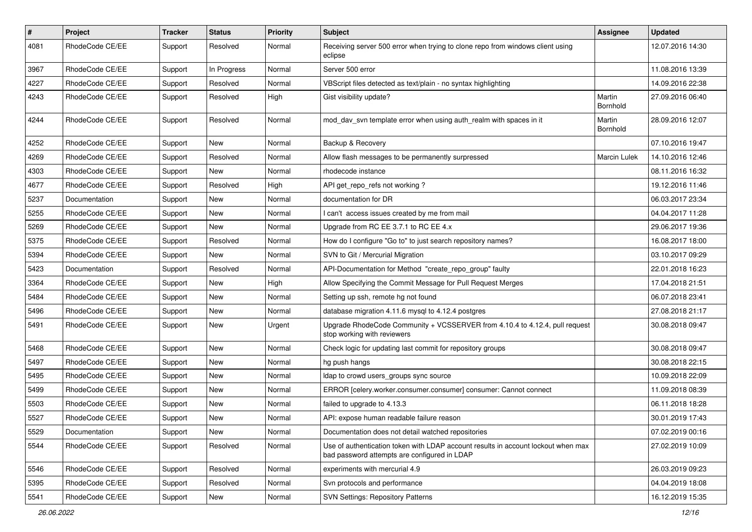| # | Project | Tracker | Status | Priority | Subject | Assignee | Updated |
|---|---|---|---|---|---|---|---|
| 4081 | RhodeCode CE/EE | Support | Resolved | Normal | Receiving server 500 error when trying to clone repo from windows client using eclipse | | 12.07.2016 14:30 |
| 3967 | RhodeCode CE/EE | Support | In Progress | Normal | Server 500 error | | 11.08.2016 13:39 |
| 4227 | RhodeCode CE/EE | Support | Resolved | Normal | VBScript files detected as text/plain - no syntax highlighting | | 14.09.2016 22:38 |
| 4243 | RhodeCode CE/EE | Support | Resolved | High | Gist visibility update? | Martin Bornhold | 27.09.2016 06:40 |
| 4244 | RhodeCode CE/EE | Support | Resolved | Normal | mod_dav_svn template error when using auth_realm with spaces in it | Martin Bornhold | 28.09.2016 12:07 |
| 4252 | RhodeCode CE/EE | Support | New | Normal | Backup & Recovery | | 07.10.2016 19:47 |
| 4269 | RhodeCode CE/EE | Support | Resolved | Normal | Allow flash messages to be permanently surpressed | Marcin Lulek | 14.10.2016 12:46 |
| 4303 | RhodeCode CE/EE | Support | New | Normal | rhodecode instance | | 08.11.2016 16:32 |
| 4677 | RhodeCode CE/EE | Support | Resolved | High | API get_repo_refs not working ? | | 19.12.2016 11:46 |
| 5237 | Documentation | Support | New | Normal | documentation for DR | | 06.03.2017 23:34 |
| 5255 | RhodeCode CE/EE | Support | New | Normal | I can't access issues created by me from mail | | 04.04.2017 11:28 |
| 5269 | RhodeCode CE/EE | Support | New | Normal | Upgrade from RC EE 3.7.1 to RC EE 4.x | | 29.06.2017 19:36 |
| 5375 | RhodeCode CE/EE | Support | Resolved | Normal | How do I configure "Go to" to just search repository names? | | 16.08.2017 18:00 |
| 5394 | RhodeCode CE/EE | Support | New | Normal | SVN to Git / Mercurial Migration | | 03.10.2017 09:29 |
| 5423 | Documentation | Support | Resolved | Normal | API-Documentation for Method "create_repo_group" faulty | | 22.01.2018 16:23 |
| 3364 | RhodeCode CE/EE | Support | New | High | Allow Specifying the Commit Message for Pull Request Merges | | 17.04.2018 21:51 |
| 5484 | RhodeCode CE/EE | Support | New | Normal | Setting up ssh, remote hg not found | | 06.07.2018 23:41 |
| 5496 | RhodeCode CE/EE | Support | New | Normal | database migration 4.11.6 mysql to 4.12.4 postgres | | 27.08.2018 21:17 |
| 5491 | RhodeCode CE/EE | Support | New | Urgent | Upgrade RhodeCode Community + VCSSERVER from 4.10.4 to 4.12.4, pull request stop working with reviewers | | 30.08.2018 09:47 |
| 5468 | RhodeCode CE/EE | Support | New | Normal | Check logic for updating last commit for repository groups | | 30.08.2018 09:47 |
| 5497 | RhodeCode CE/EE | Support | New | Normal | hg push hangs | | 30.08.2018 22:15 |
| 5495 | RhodeCode CE/EE | Support | New | Normal | ldap to crowd users_groups sync source | | 10.09.2018 22:09 |
| 5499 | RhodeCode CE/EE | Support | New | Normal | ERROR [celery.worker.consumer.consumer] consumer: Cannot connect | | 11.09.2018 08:39 |
| 5503 | RhodeCode CE/EE | Support | New | Normal | failed to upgrade to 4.13.3 | | 06.11.2018 18:28 |
| 5527 | RhodeCode CE/EE | Support | New | Normal | API: expose human readable failure reason | | 30.01.2019 17:43 |
| 5529 | Documentation | Support | New | Normal | Documentation does not detail watched repositories | | 07.02.2019 00:16 |
| 5544 | RhodeCode CE/EE | Support | Resolved | Normal | Use of authentication token with LDAP account results in account lockout when max bad password attempts are configured in LDAP | | 27.02.2019 10:09 |
| 5546 | RhodeCode CE/EE | Support | Resolved | Normal | experiments with mercurial 4.9 | | 26.03.2019 09:23 |
| 5395 | RhodeCode CE/EE | Support | Resolved | Normal | Svn protocols and performance | | 04.04.2019 18:08 |
| 5541 | RhodeCode CE/EE | Support | New | Normal | SVN Settings: Repository Patterns | | 16.12.2019 15:35 |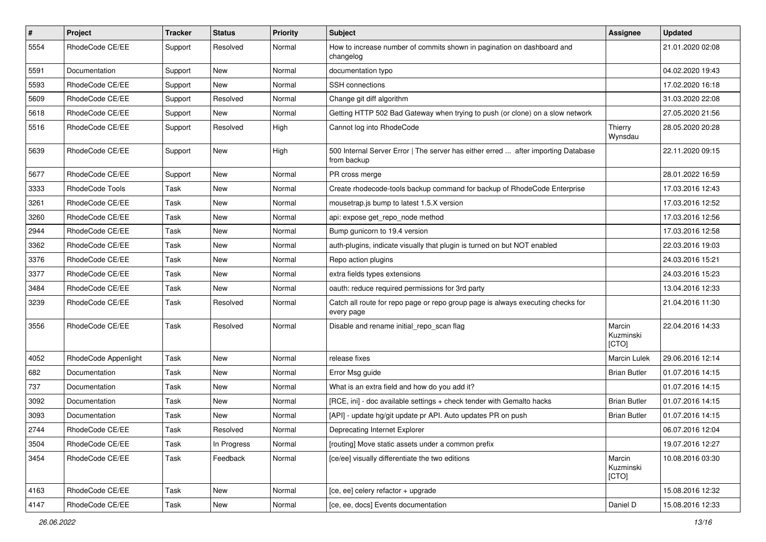| # | Project | Tracker | Status | Priority | Subject | Assignee | Updated |
|---|---|---|---|---|---|---|---|
| 5554 | RhodeCode CE/EE | Support | Resolved | Normal | How to increase number of commits shown in pagination on dashboard and changelog | | 21.01.2020 02:08 |
| 5591 | Documentation | Support | New | Normal | documentation typo | | 04.02.2020 19:43 |
| 5593 | RhodeCode CE/EE | Support | New | Normal | SSH connections | | 17.02.2020 16:18 |
| 5609 | RhodeCode CE/EE | Support | Resolved | Normal | Change git diff algorithm | | 31.03.2020 22:08 |
| 5618 | RhodeCode CE/EE | Support | New | Normal | Getting HTTP 502 Bad Gateway when trying to push (or clone) on a slow network | | 27.05.2020 21:56 |
| 5516 | RhodeCode CE/EE | Support | Resolved | High | Cannot log into RhodeCode | Thierry Wynsdau | 28.05.2020 20:28 |
| 5639 | RhodeCode CE/EE | Support | New | High | 500 Internal Server Error \| The server has either erred ... after importing Database from backup | | 22.11.2020 09:15 |
| 5677 | RhodeCode CE/EE | Support | New | Normal | PR cross merge | | 28.01.2022 16:59 |
| 3333 | RhodeCode Tools | Task | New | Normal | Create rhodecode-tools backup command for backup of RhodeCode Enterprise | | 17.03.2016 12:43 |
| 3261 | RhodeCode CE/EE | Task | New | Normal | mousetrap.js bump to latest 1.5.X version | | 17.03.2016 12:52 |
| 3260 | RhodeCode CE/EE | Task | New | Normal | api: expose get_repo_node method | | 17.03.2016 12:56 |
| 2944 | RhodeCode CE/EE | Task | New | Normal | Bump gunicorn to 19.4 version | | 17.03.2016 12:58 |
| 3362 | RhodeCode CE/EE | Task | New | Normal | auth-plugins, indicate visually that plugin is turned on but NOT enabled | | 22.03.2016 19:03 |
| 3376 | RhodeCode CE/EE | Task | New | Normal | Repo action plugins | | 24.03.2016 15:21 |
| 3377 | RhodeCode CE/EE | Task | New | Normal | extra fields types extensions | | 24.03.2016 15:23 |
| 3484 | RhodeCode CE/EE | Task | New | Normal | oauth: reduce required permissions for 3rd party | | 13.04.2016 12:33 |
| 3239 | RhodeCode CE/EE | Task | Resolved | Normal | Catch all route for repo page or repo group page is always executing checks for every page | | 21.04.2016 11:30 |
| 3556 | RhodeCode CE/EE | Task | Resolved | Normal | Disable and rename initial_repo_scan flag | Marcin Kuzminski [CTO] | 22.04.2016 14:33 |
| 4052 | RhodeCode Appenlight | Task | New | Normal | release fixes | Marcin Lulek | 29.06.2016 12:14 |
| 682 | Documentation | Task | New | Normal | Error Msg guide | Brian Butler | 01.07.2016 14:15 |
| 737 | Documentation | Task | New | Normal | What is an extra field and how do you add it? | | 01.07.2016 14:15 |
| 3092 | Documentation | Task | New | Normal | [RCE, ini] - doc available settings + check tender with Gemalto hacks | Brian Butler | 01.07.2016 14:15 |
| 3093 | Documentation | Task | New | Normal | [API] - update hg/git update pr API. Auto updates PR on push | Brian Butler | 01.07.2016 14:15 |
| 2744 | RhodeCode CE/EE | Task | Resolved | Normal | Deprecating Internet Explorer | | 06.07.2016 12:04 |
| 3504 | RhodeCode CE/EE | Task | In Progress | Normal | [routing] Move static assets under a common prefix | | 19.07.2016 12:27 |
| 3454 | RhodeCode CE/EE | Task | Feedback | Normal | [ce/ee] visually differentiate the two editions | Marcin Kuzminski [CTO] | 10.08.2016 03:30 |
| 4163 | RhodeCode CE/EE | Task | New | Normal | [ce, ee] celery refactor + upgrade | | 15.08.2016 12:32 |
| 4147 | RhodeCode CE/EE | Task | New | Normal | [ce, ee, docs] Events documentation | Daniel D | 15.08.2016 12:33 |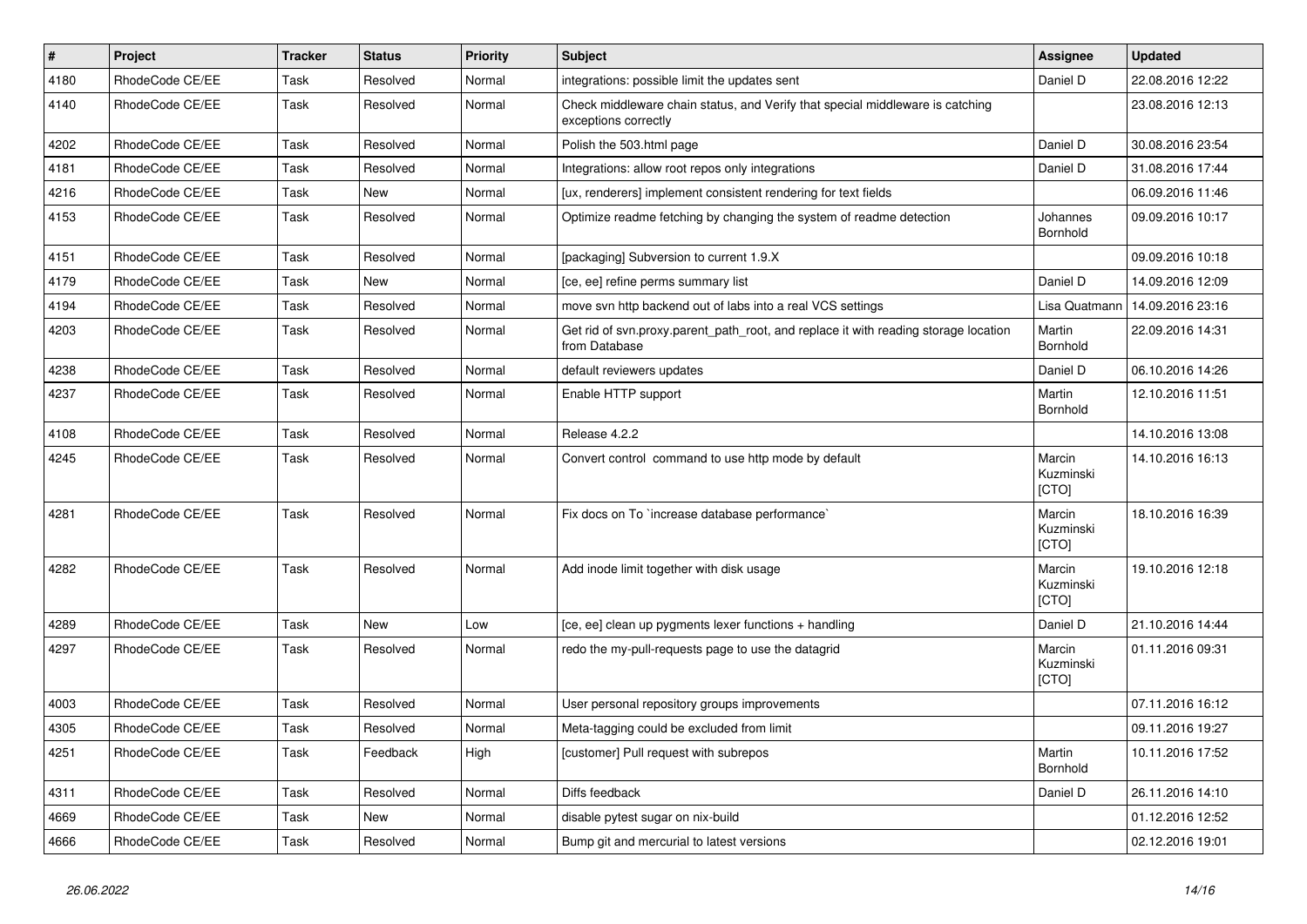| # | Project | Tracker | Status | Priority | Subject | Assignee | Updated |
|---|---|---|---|---|---|---|---|
| 4180 | RhodeCode CE/EE | Task | Resolved | Normal | integrations: possible limit the updates sent | Daniel D | 22.08.2016 12:22 |
| 4140 | RhodeCode CE/EE | Task | Resolved | Normal | Check middleware chain status, and Verify that special middleware is catching exceptions correctly | | 23.08.2016 12:13 |
| 4202 | RhodeCode CE/EE | Task | Resolved | Normal | Polish the 503.html page | Daniel D | 30.08.2016 23:54 |
| 4181 | RhodeCode CE/EE | Task | Resolved | Normal | Integrations: allow root repos only integrations | Daniel D | 31.08.2016 17:44 |
| 4216 | RhodeCode CE/EE | Task | New | Normal | [ux, renderers] implement consistent rendering for text fields | | 06.09.2016 11:46 |
| 4153 | RhodeCode CE/EE | Task | Resolved | Normal | Optimize readme fetching by changing the system of readme detection | Johannes Bornhold | 09.09.2016 10:17 |
| 4151 | RhodeCode CE/EE | Task | Resolved | Normal | [packaging] Subversion to current 1.9.X | | 09.09.2016 10:18 |
| 4179 | RhodeCode CE/EE | Task | New | Normal | [ce, ee] refine perms summary list | Daniel D | 14.09.2016 12:09 |
| 4194 | RhodeCode CE/EE | Task | Resolved | Normal | move svn http backend out of labs into a real VCS settings | Lisa Quatmann | 14.09.2016 23:16 |
| 4203 | RhodeCode CE/EE | Task | Resolved | Normal | Get rid of svn.proxy.parent_path_root, and replace it with reading storage location from Database | Martin Bornhold | 22.09.2016 14:31 |
| 4238 | RhodeCode CE/EE | Task | Resolved | Normal | default reviewers updates | Daniel D | 06.10.2016 14:26 |
| 4237 | RhodeCode CE/EE | Task | Resolved | Normal | Enable HTTP support | Martin Bornhold | 12.10.2016 11:51 |
| 4108 | RhodeCode CE/EE | Task | Resolved | Normal | Release 4.2.2 | | 14.10.2016 13:08 |
| 4245 | RhodeCode CE/EE | Task | Resolved | Normal | Convert control command to use http mode by default | Marcin Kuzminski [CTO] | 14.10.2016 16:13 |
| 4281 | RhodeCode CE/EE | Task | Resolved | Normal | Fix docs on To `increase database performance` | Marcin Kuzminski [CTO] | 18.10.2016 16:39 |
| 4282 | RhodeCode CE/EE | Task | Resolved | Normal | Add inode limit together with disk usage | Marcin Kuzminski [CTO] | 19.10.2016 12:18 |
| 4289 | RhodeCode CE/EE | Task | New | Low | [ce, ee] clean up pygments lexer functions + handling | Daniel D | 21.10.2016 14:44 |
| 4297 | RhodeCode CE/EE | Task | Resolved | Normal | redo the my-pull-requests page to use the datagrid | Marcin Kuzminski [CTO] | 01.11.2016 09:31 |
| 4003 | RhodeCode CE/EE | Task | Resolved | Normal | User personal repository groups improvements | | 07.11.2016 16:12 |
| 4305 | RhodeCode CE/EE | Task | Resolved | Normal | Meta-tagging could be excluded from limit | | 09.11.2016 19:27 |
| 4251 | RhodeCode CE/EE | Task | Feedback | High | [customer] Pull request with subrepos | Martin Bornhold | 10.11.2016 17:52 |
| 4311 | RhodeCode CE/EE | Task | Resolved | Normal | Diffs feedback | Daniel D | 26.11.2016 14:10 |
| 4669 | RhodeCode CE/EE | Task | New | Normal | disable pytest sugar on nix-build | | 01.12.2016 12:52 |
| 4666 | RhodeCode CE/EE | Task | Resolved | Normal | Bump git and mercurial to latest versions | | 02.12.2016 19:01 |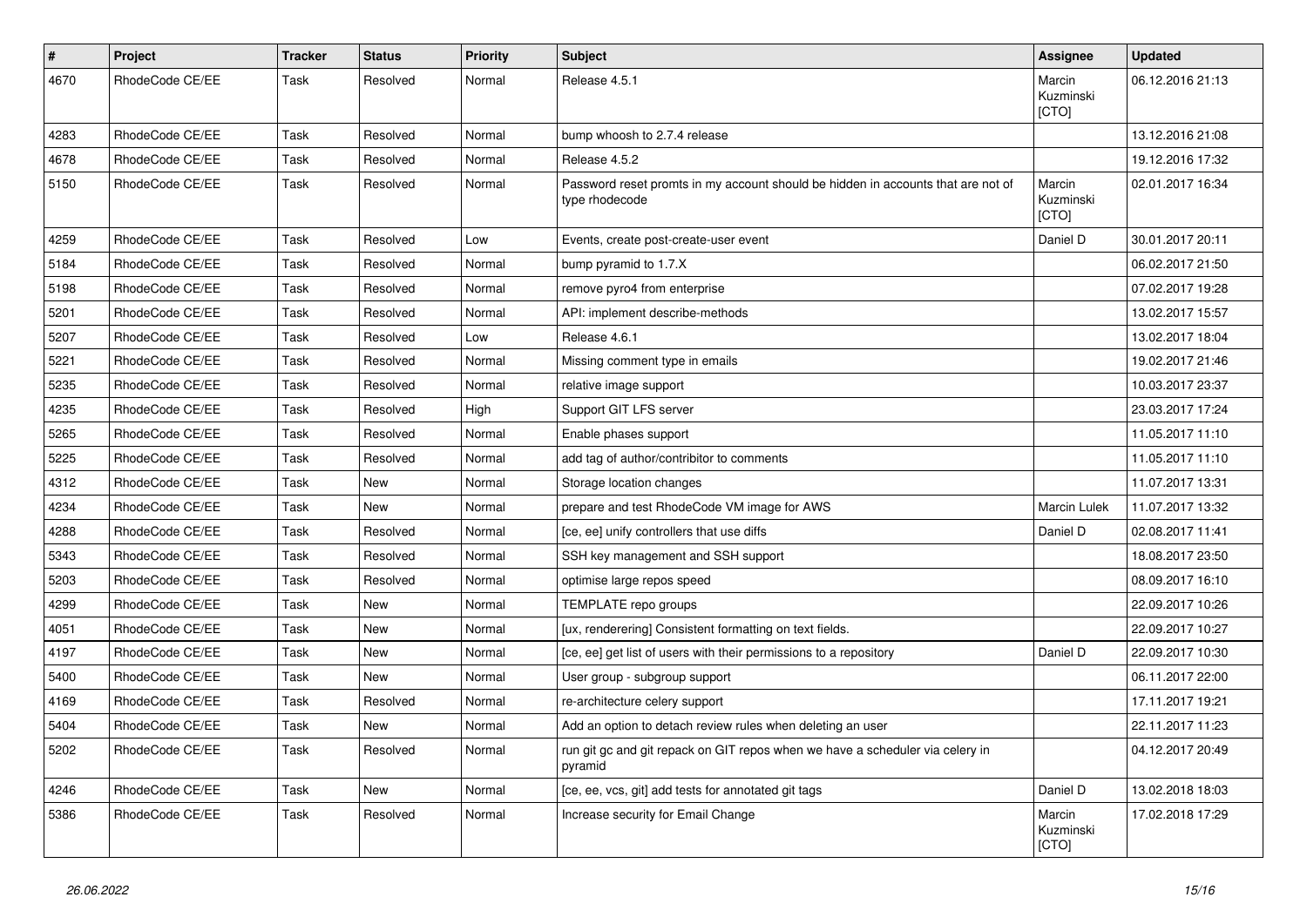| # | Project | Tracker | Status | Priority | Subject | Assignee | Updated |
|---|---|---|---|---|---|---|---|
| 4670 | RhodeCode CE/EE | Task | Resolved | Normal | Release 4.5.1 | Marcin Kuzminski [CTO] | 06.12.2016 21:13 |
| 4283 | RhodeCode CE/EE | Task | Resolved | Normal | bump whoosh to 2.7.4 release | | 13.12.2016 21:08 |
| 4678 | RhodeCode CE/EE | Task | Resolved | Normal | Release 4.5.2 | | 19.12.2016 17:32 |
| 5150 | RhodeCode CE/EE | Task | Resolved | Normal | Password reset promts in my account should be hidden in accounts that are not of type rhodecode | Marcin Kuzminski [CTO] | 02.01.2017 16:34 |
| 4259 | RhodeCode CE/EE | Task | Resolved | Low | Events, create post-create-user event | Daniel D | 30.01.2017 20:11 |
| 5184 | RhodeCode CE/EE | Task | Resolved | Normal | bump pyramid to 1.7.X | | 06.02.2017 21:50 |
| 5198 | RhodeCode CE/EE | Task | Resolved | Normal | remove pyro4 from enterprise | | 07.02.2017 19:28 |
| 5201 | RhodeCode CE/EE | Task | Resolved | Normal | API: implement describe-methods | | 13.02.2017 15:57 |
| 5207 | RhodeCode CE/EE | Task | Resolved | Low | Release 4.6.1 | | 13.02.2017 18:04 |
| 5221 | RhodeCode CE/EE | Task | Resolved | Normal | Missing comment type in emails | | 19.02.2017 21:46 |
| 5235 | RhodeCode CE/EE | Task | Resolved | Normal | relative image support | | 10.03.2017 23:37 |
| 4235 | RhodeCode CE/EE | Task | Resolved | High | Support GIT LFS server | | 23.03.2017 17:24 |
| 5265 | RhodeCode CE/EE | Task | Resolved | Normal | Enable phases support | | 11.05.2017 11:10 |
| 5225 | RhodeCode CE/EE | Task | Resolved | Normal | add tag of author/contribitor to comments | | 11.05.2017 11:10 |
| 4312 | RhodeCode CE/EE | Task | New | Normal | Storage location changes | | 11.07.2017 13:31 |
| 4234 | RhodeCode CE/EE | Task | New | Normal | prepare and test RhodeCode VM image for AWS | Marcin Lulek | 11.07.2017 13:32 |
| 4288 | RhodeCode CE/EE | Task | Resolved | Normal | [ce, ee] unify controllers that use diffs | Daniel D | 02.08.2017 11:41 |
| 5343 | RhodeCode CE/EE | Task | Resolved | Normal | SSH key management and SSH support | | 18.08.2017 23:50 |
| 5203 | RhodeCode CE/EE | Task | Resolved | Normal | optimise large repos speed | | 08.09.2017 16:10 |
| 4299 | RhodeCode CE/EE | Task | New | Normal | TEMPLATE repo groups | | 22.09.2017 10:26 |
| 4051 | RhodeCode CE/EE | Task | New | Normal | [ux, renderering] Consistent formatting on text fields. | | 22.09.2017 10:27 |
| 4197 | RhodeCode CE/EE | Task | New | Normal | [ce, ee] get list of users with their permissions to a repository | Daniel D | 22.09.2017 10:30 |
| 5400 | RhodeCode CE/EE | Task | New | Normal | User group - subgroup support | | 06.11.2017 22:00 |
| 4169 | RhodeCode CE/EE | Task | Resolved | Normal | re-architecture celery support | | 17.11.2017 19:21 |
| 5404 | RhodeCode CE/EE | Task | New | Normal | Add an option to detach review rules when deleting an user | | 22.11.2017 11:23 |
| 5202 | RhodeCode CE/EE | Task | Resolved | Normal | run git gc and git repack on GIT repos when we have a scheduler via celery in pyramid | | 04.12.2017 20:49 |
| 4246 | RhodeCode CE/EE | Task | New | Normal | [ce, ee, vcs, git] add tests for annotated git tags | Daniel D | 13.02.2018 18:03 |
| 5386 | RhodeCode CE/EE | Task | Resolved | Normal | Increase security for Email Change | Marcin Kuzminski [CTO] | 17.02.2018 17:29 |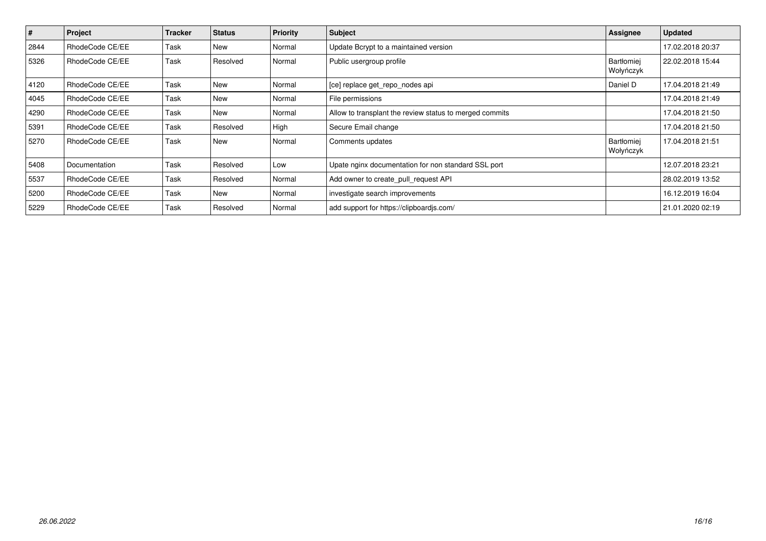| # | Project | Tracker | Status | Priority | Subject | Assignee | Updated |
|---|---|---|---|---|---|---|---|
| 2844 | RhodeCode CE/EE | Task | New | Normal | Update Bcrypt to a maintained version | | 17.02.2018 20:37 |
| 5326 | RhodeCode CE/EE | Task | Resolved | Normal | Public usergroup profile | Bartłomiej Wołyńczyk | 22.02.2018 15:44 |
| 4120 | RhodeCode CE/EE | Task | New | Normal | [ce] replace get_repo_nodes api | Daniel D | 17.04.2018 21:49 |
| 4045 | RhodeCode CE/EE | Task | New | Normal | File permissions | | 17.04.2018 21:49 |
| 4290 | RhodeCode CE/EE | Task | New | Normal | Allow to transplant the review status to merged commits | | 17.04.2018 21:50 |
| 5391 | RhodeCode CE/EE | Task | Resolved | High | Secure Email change | | 17.04.2018 21:50 |
| 5270 | RhodeCode CE/EE | Task | New | Normal | Comments updates | Bartłomiej Wołyńczyk | 17.04.2018 21:51 |
| 5408 | Documentation | Task | Resolved | Low | Upate nginx documentation for non standard SSL port | | 12.07.2018 23:21 |
| 5537 | RhodeCode CE/EE | Task | Resolved | Normal | Add owner to create_pull_request API | | 28.02.2019 13:52 |
| 5200 | RhodeCode CE/EE | Task | New | Normal | investigate search improvements | | 16.12.2019 16:04 |
| 5229 | RhodeCode CE/EE | Task | Resolved | Normal | add support for https://clipboardjs.com/ | | 21.01.2020 02:19 |